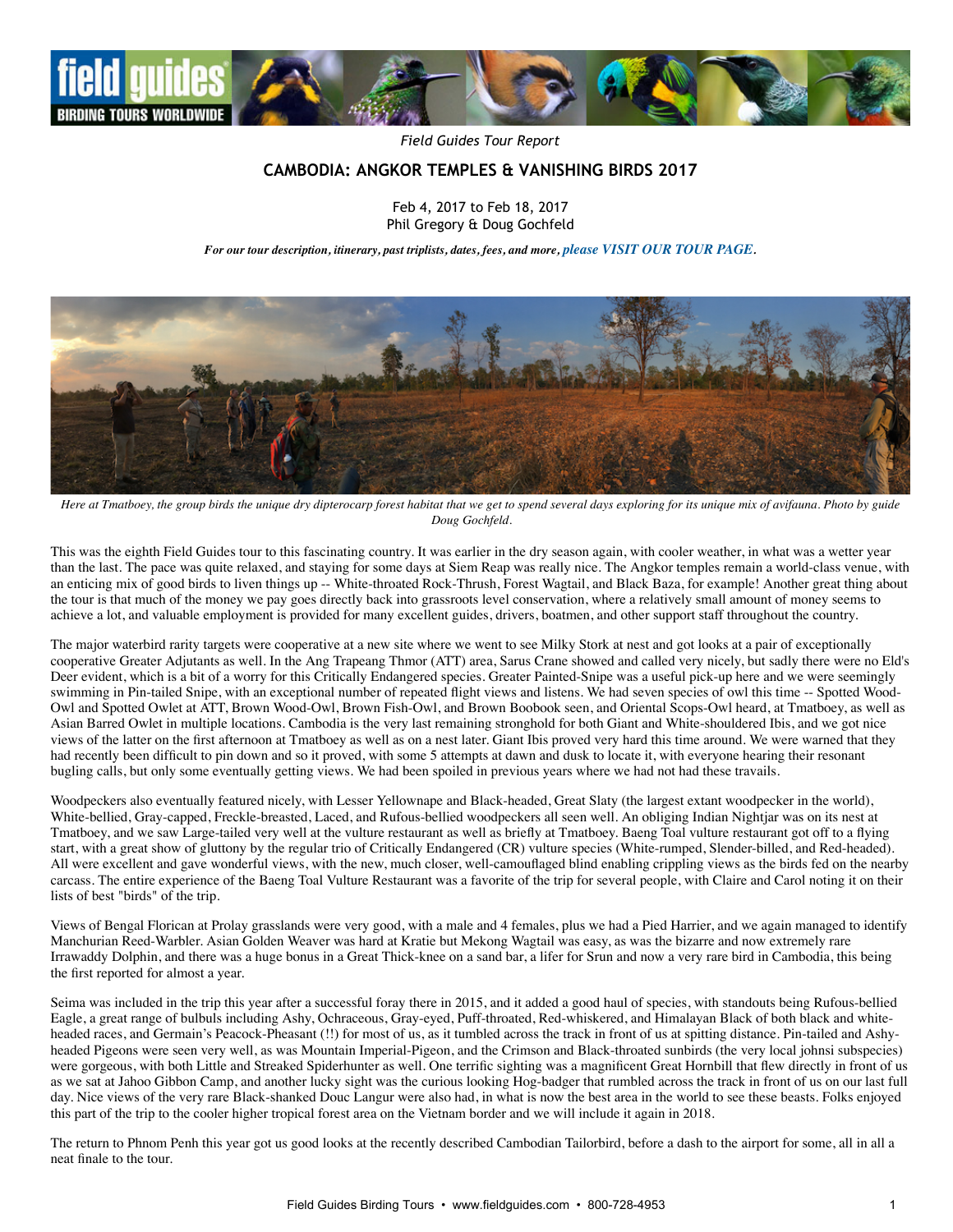*Field Guides Tour Report*

## CAMBODIA: ANGKOR TEMPLES & VANISHING BIRDS 2017

Feb 4, 2017 to Feb 18, 2017
Phil Gregory & Doug Gochfeld

*For our tour description, itinerary, past triplists, dates, fees, and more, please VISIT OUR TOUR PAGE.*

*Here at Tmatboey, the group birds the unique dry dipterocarp forest habitat that we get to spend several days exploring for its unique mix of avifauna. Photo by guide Doug Gochfeld.*

This was the eighth Field Guides tour to this fascinating country. It was earlier in the dry season again, with cooler weather, in what was a wetter year than the last. The pace was quite relaxed, and staying for some days at Siem Reap was really nice. The Angkor temples remain a world-class venue, with an enticing mix of good birds to liven things up -- White-throated Rock-Thrush, Forest Wagtail, and Black Baza, for example! Another great thing about the tour is that much of the money we pay goes directly back into grassroots level conservation, where a relatively small amount of money seems to achieve a lot, and valuable employment is provided for many excellent guides, drivers, boatmen, and other support staff throughout the country.

The major waterbird rarity targets were cooperative at a new site where we went to see Milky Stork at nest and got looks at a pair of exceptionally cooperative Greater Adjutants as well. In the Ang Trapeang Thmor (ATT) area, Sarus Crane showed and called very nicely, but sadly there were no Eld's Deer evident, which is a bit of a worry for this Critically Endangered species. Greater Painted-Snipe was a useful pick-up here and we were seemingly swimming in Pin-tailed Snipe, with an exceptional number of repeated flight views and listens. We had seven species of owl this time -- Spotted Wood-Owl and Spotted Owlet at ATT, Brown Wood-Owl, Brown Fish-Owl, and Brown Boobook seen, and Oriental Scops-Owl heard, at Tmatboey, as well as Asian Barred Owlet in multiple locations. Cambodia is the very last remaining stronghold for both Giant and White-shouldered Ibis, and we got nice views of the latter on the first afternoon at Tmatboey as well as on a nest later. Giant Ibis proved very hard this time around. We were warned that they had recently been difficult to pin down and so it proved, with some 5 attempts at dawn and dusk to locate it, with everyone hearing their resonant bugling calls, but only some eventually getting views. We had been spoiled in previous years where we had not had these travails.

Woodpeckers also eventually featured nicely, with Lesser Yellownape and Black-headed, Great Slaty (the largest extant woodpecker in the world), White-bellied, Gray-capped, Freckle-breasted, Laced, and Rufous-bellied woodpeckers all seen well. An obliging Indian Nightjar was on its nest at Tmatboey, and we saw Large-tailed very well at the vulture restaurant as well as briefly at Tmatboey. Baeng Toal vulture restaurant got off to a flying start, with a great show of gluttony by the regular trio of Critically Endangered (CR) vulture species (White-rumped, Slender-billed, and Red-headed). All were excellent and gave wonderful views, with the new, much closer, well-camouflaged blind enabling crippling views as the birds fed on the nearby carcass. The entire experience of the Baeng Toal Vulture Restaurant was a favorite of the trip for several people, with Claire and Carol noting it on their lists of best "birds" of the trip.

Views of Bengal Florican at Prolay grasslands were very good, with a male and 4 females, plus we had a Pied Harrier, and we again managed to identify Manchurian Reed-Warbler. Asian Golden Weaver was hard at Kratie but Mekong Wagtail was easy, as was the bizarre and now extremely rare Irrawaddy Dolphin, and there was a huge bonus in a Great Thick-knee on a sand bar, a lifer for Srun and now a very rare bird in Cambodia, this being the first reported for almost a year.

Seima was included in the trip this year after a successful foray there in 2015, and it added a good haul of species, with standouts being Rufous-bellied Eagle, a great range of bulbuls including Ashy, Ochraceous, Gray-eyed, Puff-throated, Red-whiskered, and Himalayan Black of both black and white-headed races, and Germain's Peacock-Pheasant (!!) for most of us, as it tumbled across the track in front of us at spitting distance. Pin-tailed and Ashy-headed Pigeons were seen very well, as was Mountain Imperial-Pigeon, and the Crimson and Black-throated sunbirds (the very local johnsi subspecies) were gorgeous, with both Little and Streaked Spiderhunter as well. One terrific sighting was a magnificent Great Hornbill that flew directly in front of us as we sat at Jahoo Gibbon Camp, and another lucky sight was the curious looking Hog-badger that rumbled across the track in front of us on our last full day. Nice views of the very rare Black-shanked Douc Langur were also had, in what is now the best area in the world to see these beasts. Folks enjoyed this part of the trip to the cooler higher tropical forest area on the Vietnam border and we will include it again in 2018.

The return to Phnom Penh this year got us good looks at the recently described Cambodian Tailorbird, before a dash to the airport for some, all in all a neat finale to the tour.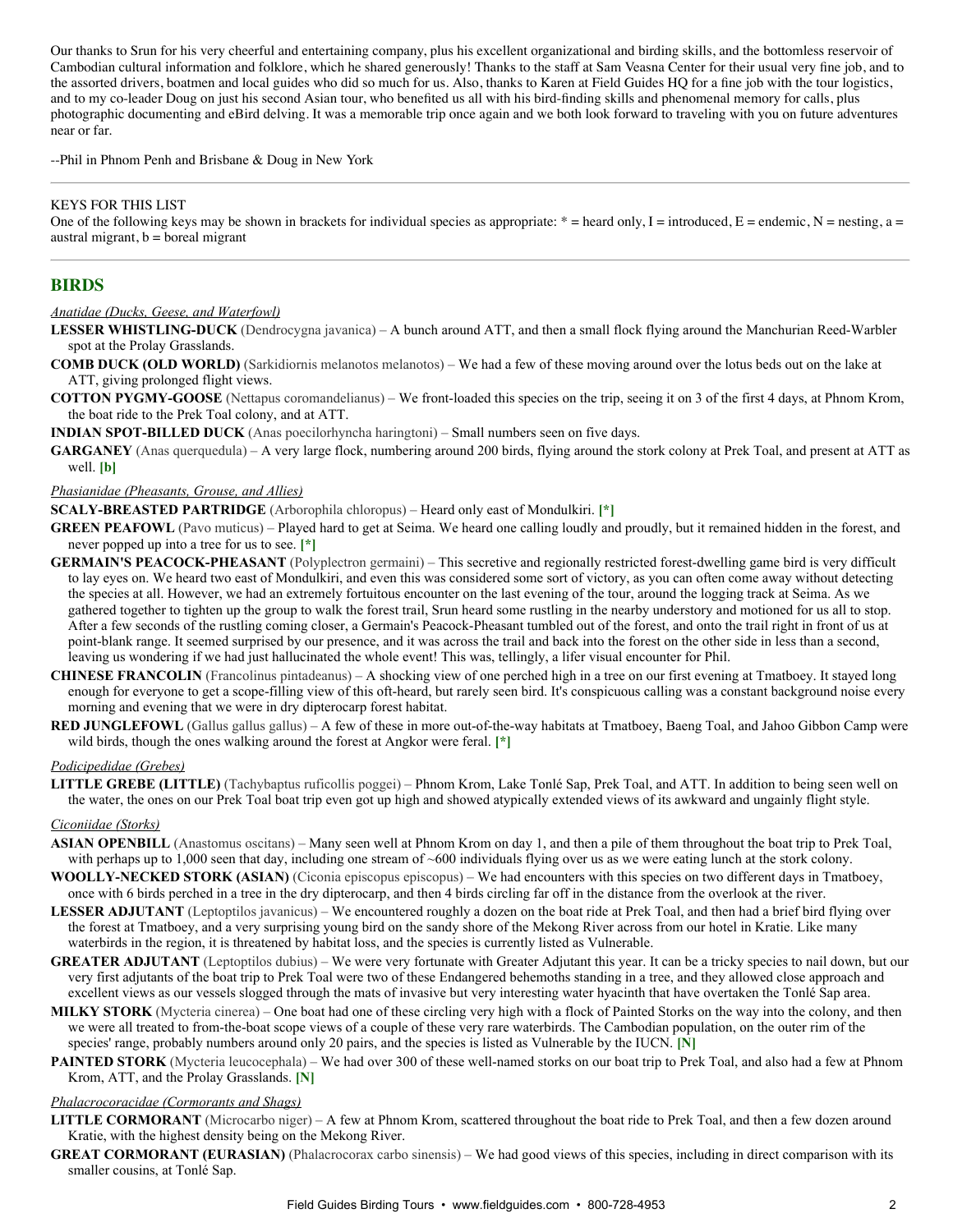Our thanks to Srun for his very cheerful and entertaining company, plus his excellent organizational and birding skills, and the bottomless reservoir of Cambodian cultural information and folklore, which he shared generously! Thanks to the staff at Sam Veasna Center for their usual very fine job, and to the assorted drivers, boatmen and local guides who did so much for us. Also, thanks to Karen at Field Guides HQ for a fine job with the tour logistics, and to my co-leader Doug on just his second Asian tour, who benefited us all with his bird-finding skills and phenomenal memory for calls, plus photographic documenting and eBird delving. It was a memorable trip once again and we both look forward to traveling with you on future adventures near or far.

--Phil in Phnom Penh and Brisbane & Doug in New York

---

KEYS FOR THIS LIST

One of the following keys may be shown in brackets for individual species as appropriate: * = heard only, I = introduced, E = endemic, N = nesting, a = austral migrant, b = boreal migrant

---

## BIRDS

*Anatidae (Ducks, Geese, and Waterfowl)*

**LESSER WHISTLING-DUCK** (Dendrocygna javanica) – A bunch around ATT, and then a small flock flying around the Manchurian Reed-Warbler spot at the Prolay Grasslands.

**COMB DUCK (OLD WORLD)** (Sarkidiornis melanotos melanotos) – We had a few of these moving around over the lotus beds out on the lake at ATT, giving prolonged flight views.

**COTTON PYGMY-GOOSE** (Nettapus coromandelianus) – We front-loaded this species on the trip, seeing it on 3 of the first 4 days, at Phnom Krom, the boat ride to the Prek Toal colony, and at ATT.

**INDIAN SPOT-BILLED DUCK** (Anas poecilorhyncha haringtoni) – Small numbers seen on five days.

**GARGANEY** (Anas querquedula) – A very large flock, numbering around 200 birds, flying around the stork colony at Prek Toal, and present at ATT as well. **[b]**

*Phasianidae (Pheasants, Grouse, and Allies)*

**SCALY-BREASTED PARTRIDGE** (Arborophila chloropus) – Heard only east of Mondulkiri. **[*]**

**GREEN PEAFOWL** (Pavo muticus) – Played hard to get at Seima. We heard one calling loudly and proudly, but it remained hidden in the forest, and never popped up into a tree for us to see. **[*]**

**GERMAIN'S PEACOCK-PHEASANT** (Polyplectron germaini) – This secretive and regionally restricted forest-dwelling game bird is very difficult to lay eyes on. We heard two east of Mondulkiri, and even this was considered some sort of victory, as you can often come away without detecting the species at all. However, we had an extremely fortuitous encounter on the last evening of the tour, around the logging track at Seima. As we gathered together to tighten up the group to walk the forest trail, Srun heard some rustling in the nearby understory and motioned for us all to stop. After a few seconds of the rustling coming closer, a Germain's Peacock-Pheasant tumbled out of the forest, and onto the trail right in front of us at point-blank range. It seemed surprised by our presence, and it was across the trail and back into the forest on the other side in less than a second, leaving us wondering if we had just hallucinated the whole event! This was, tellingly, a lifer visual encounter for Phil.

**CHINESE FRANCOLIN** (Francolinus pintadeanus) – A shocking view of one perched high in a tree on our first evening at Tmatboey. It stayed long enough for everyone to get a scope-filling view of this oft-heard, but rarely seen bird. It's conspicuous calling was a constant background noise every morning and evening that we were in dry dipterocarp forest habitat.

**RED JUNGLEFOWL** (Gallus gallus gallus) – A few of these in more out-of-the-way habitats at Tmatboey, Baeng Toal, and Jahoo Gibbon Camp were wild birds, though the ones walking around the forest at Angkor were feral. **[*]**

*Podicipedidae (Grebes)*

**LITTLE GREBE (LITTLE)** (Tachybaptus ruficollis poggei) – Phnom Krom, Lake Tonlé Sap, Prek Toal, and ATT. In addition to being seen well on the water, the ones on our Prek Toal boat trip even got up high and showed atypically extended views of its awkward and ungainly flight style.

*Ciconiidae (Storks)*

**ASIAN OPENBILL** (Anastomus oscitans) – Many seen well at Phnom Krom on day 1, and then a pile of them throughout the boat trip to Prek Toal, with perhaps up to 1,000 seen that day, including one stream of ~600 individuals flying over us as we were eating lunch at the stork colony.

**WOOLLY-NECKED STORK (ASIAN)** (Ciconia episcopus episcopus) – We had encounters with this species on two different days in Tmatboey, once with 6 birds perched in a tree in the dry dipterocarp, and then 4 birds circling far off in the distance from the overlook at the river.

**LESSER ADJUTANT** (Leptoptilos javanicus) – We encountered roughly a dozen on the boat ride at Prek Toal, and then had a brief bird flying over the forest at Tmatboey, and a very surprising young bird on the sandy shore of the Mekong River across from our hotel in Kratie. Like many waterbirds in the region, it is threatened by habitat loss, and the species is currently listed as Vulnerable.

**GREATER ADJUTANT** (Leptoptilos dubius) – We were very fortunate with Greater Adjutant this year. It can be a tricky species to nail down, but our very first adjutants of the boat trip to Prek Toal were two of these Endangered behemoths standing in a tree, and they allowed close approach and excellent views as our vessels slogged through the mats of invasive but very interesting water hyacinth that have overtaken the Tonlé Sap area.

**MILKY STORK** (Mycteria cinerea) – One boat had one of these circling very high with a flock of Painted Storks on the way into the colony, and then we were all treated to from-the-boat scope views of a couple of these very rare waterbirds. The Cambodian population, on the outer rim of the species' range, probably numbers around only 20 pairs, and the species is listed as Vulnerable by the IUCN. **[N]**

**PAINTED STORK** (Mycteria leucocephala) – We had over 300 of these well-named storks on our boat trip to Prek Toal, and also had a few at Phnom Krom, ATT, and the Prolay Grasslands. **[N]**

*Phalacrocoracidae (Cormorants and Shags)*

**LITTLE CORMORANT** (Microcarbo niger) – A few at Phnom Krom, scattered throughout the boat ride to Prek Toal, and then a few dozen around Kratie, with the highest density being on the Mekong River.

**GREAT CORMORANT (EURASIAN)** (Phalacrocorax carbo sinensis) – We had good views of this species, including in direct comparison with its smaller cousins, at Tonlé Sap.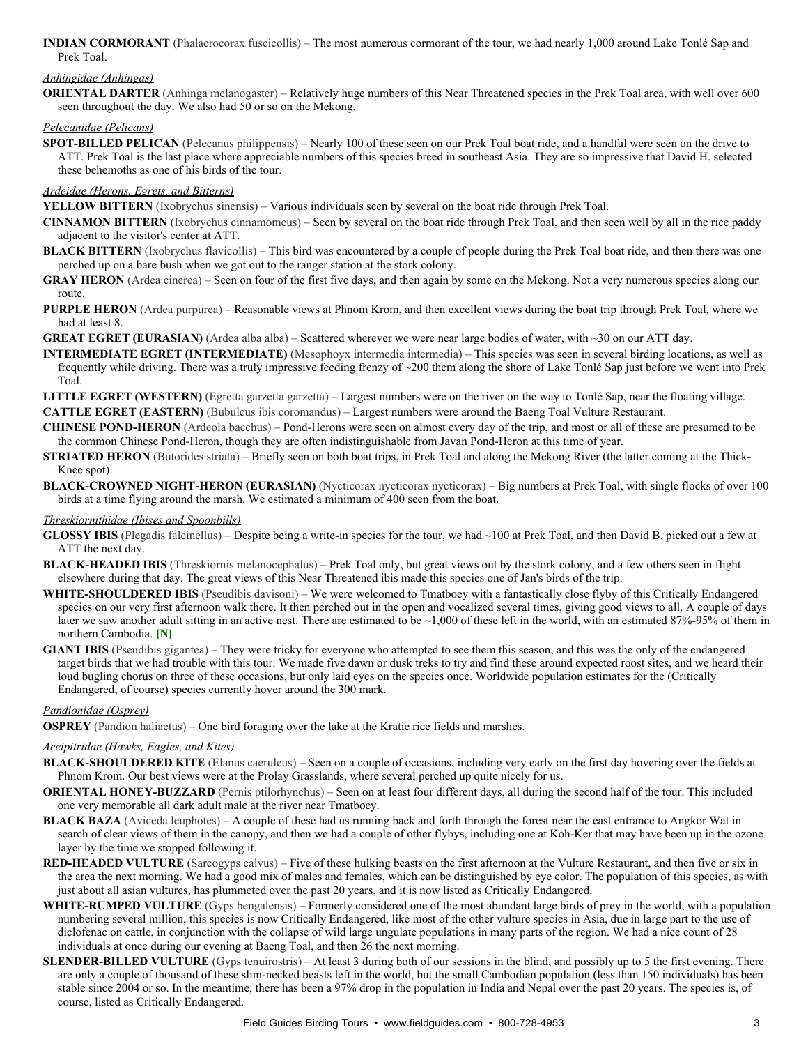**INDIAN CORMORANT** (Phalacrocorax fuscicollis) – The most numerous cormorant of the tour, we had nearly 1,000 around Lake Tonlé Sap and Prek Toal.

*Anhingidae (Anhingas)*

**ORIENTAL DARTER** (Anhinga melanogaster) – Relatively huge numbers of this Near Threatened species in the Prek Toal area, with well over 600 seen throughout the day. We also had 50 or so on the Mekong.

*Pelecanidae (Pelicans)*

**SPOT-BILLED PELICAN** (Pelecanus philippensis) – Nearly 100 of these seen on our Prek Toal boat ride, and a handful were seen on the drive to ATT. Prek Toal is the last place where appreciable numbers of this species breed in southeast Asia. They are so impressive that David H. selected these behemoths as one of his birds of the tour.

*Ardeidae (Herons, Egrets, and Bitterns)*

**YELLOW BITTERN** (Ixobrychus sinensis) – Various individuals seen by several on the boat ride through Prek Toal.

**CINNAMON BITTERN** (Ixobrychus cinnamomeus) – Seen by several on the boat ride through Prek Toal, and then seen well by all in the rice paddy adjacent to the visitor's center at ATT.

**BLACK BITTERN** (Ixobrychus flavicollis) – This bird was encountered by a couple of people during the Prek Toal boat ride, and then there was one perched up on a bare bush when we got out to the ranger station at the stork colony.

**GRAY HERON** (Ardea cinerea) – Seen on four of the first five days, and then again by some on the Mekong. Not a very numerous species along our route.

**PURPLE HERON** (Ardea purpurea) – Reasonable views at Phnom Krom, and then excellent views during the boat trip through Prek Toal, where we had at least 8.

**GREAT EGRET (EURASIAN)** (Ardea alba alba) – Scattered wherever we were near large bodies of water, with ~30 on our ATT day.

**INTERMEDIATE EGRET (INTERMEDIATE)** (Mesophoyx intermedia intermedia) – This species was seen in several birding locations, as well as frequently while driving. There was a truly impressive feeding frenzy of ~200 them along the shore of Lake Tonlé Sap just before we went into Prek Toal.

**LITTLE EGRET (WESTERN)** (Egretta garzetta garzetta) – Largest numbers were on the river on the way to Tonlé Sap, near the floating village.

**CATTLE EGRET (EASTERN)** (Bubulcus ibis coromandus) – Largest numbers were around the Baeng Toal Vulture Restaurant.

**CHINESE POND-HERON** (Ardeola bacchus) – Pond-Herons were seen on almost every day of the trip, and most or all of these are presumed to be the common Chinese Pond-Heron, though they are often indistinguishable from Javan Pond-Heron at this time of year.

**STRIATED HERON** (Butorides striata) – Briefly seen on both boat trips, in Prek Toal and along the Mekong River (the latter coming at the Thick-Knee spot).

**BLACK-CROWNED NIGHT-HERON (EURASIAN)** (Nycticorax nycticorax nycticorax) – Big numbers at Prek Toal, with single flocks of over 100 birds at a time flying around the marsh. We estimated a minimum of 400 seen from the boat.

*Threskiornithidae (Ibises and Spoonbills)*

**GLOSSY IBIS** (Plegadis falcinellus) – Despite being a write-in species for the tour, we had ~100 at Prek Toal, and then David B. picked out a few at ATT the next day.

**BLACK-HEADED IBIS** (Threskiornis melanocephalus) – Prek Toal only, but great views out by the stork colony, and a few others seen in flight elsewhere during that day. The great views of this Near Threatened ibis made this species one of Jan's birds of the trip.

**WHITE-SHOULDERED IBIS** (Pseudibis davisoni) – We were welcomed to Tmatboey with a fantastically close flyby of this Critically Endangered species on our very first afternoon walk there. It then perched out in the open and vocalized several times, giving good views to all. A couple of days later we saw another adult sitting in an active nest. There are estimated to be ~1,000 of these left in the world, with an estimated 87%-95% of them in northern Cambodia. **[N]**

**GIANT IBIS** (Pseudibis gigantea) – They were tricky for everyone who attempted to see them this season, and this was the only of the endangered target birds that we had trouble with this tour. We made five dawn or dusk treks to try and find these around expected roost sites, and we heard their loud bugling chorus on three of these occasions, but only laid eyes on the species once. Worldwide population estimates for the (Critically Endangered, of course) species currently hover around the 300 mark.

*Pandionidae (Osprey)*

**OSPREY** (Pandion haliaetus) – One bird foraging over the lake at the Kratie rice fields and marshes.

*Accipitridae (Hawks, Eagles, and Kites)*

**BLACK-SHOULDERED KITE** (Elanus caeruleus) – Seen on a couple of occasions, including very early on the first day hovering over the fields at Phnom Krom. Our best views were at the Prolay Grasslands, where several perched up quite nicely for us.

**ORIENTAL HONEY-BUZZARD** (Pernis ptilorhynchus) – Seen on at least four different days, all during the second half of the tour. This included one very memorable all dark adult male at the river near Tmatboey.

**BLACK BAZA** (Aviceda leuphotes) – A couple of these had us running back and forth through the forest near the east entrance to Angkor Wat in search of clear views of them in the canopy, and then we had a couple of other flybys, including one at Koh-Ker that may have been up in the ozone layer by the time we stopped following it.

**RED-HEADED VULTURE** (Sarcogyps calvus) – Five of these hulking beasts on the first afternoon at the Vulture Restaurant, and then five or six in the area the next morning. We had a good mix of males and females, which can be distinguished by eye color. The population of this species, as with just about all asian vultures, has plummeted over the past 20 years, and it is now listed as Critically Endangered.

**WHITE-RUMPED VULTURE** (Gyps bengalensis) – Formerly considered one of the most abundant large birds of prey in the world, with a population numbering several million, this species is now Critically Endangered, like most of the other vulture species in Asia, due in large part to the use of diclofenac on cattle, in conjunction with the collapse of wild large ungulate populations in many parts of the region. We had a nice count of 28 individuals at once during our evening at Baeng Toal, and then 26 the next morning.

**SLENDER-BILLED VULTURE** (Gyps tenuirostris) – At least 3 during both of our sessions in the blind, and possibly up to 5 the first evening. There are only a couple of thousand of these slim-necked beasts left in the world, but the small Cambodian population (less than 150 individuals) has been stable since 2004 or so. In the meantime, there has been a 97% drop in the population in India and Nepal over the past 20 years. The species is, of course, listed as Critically Endangered.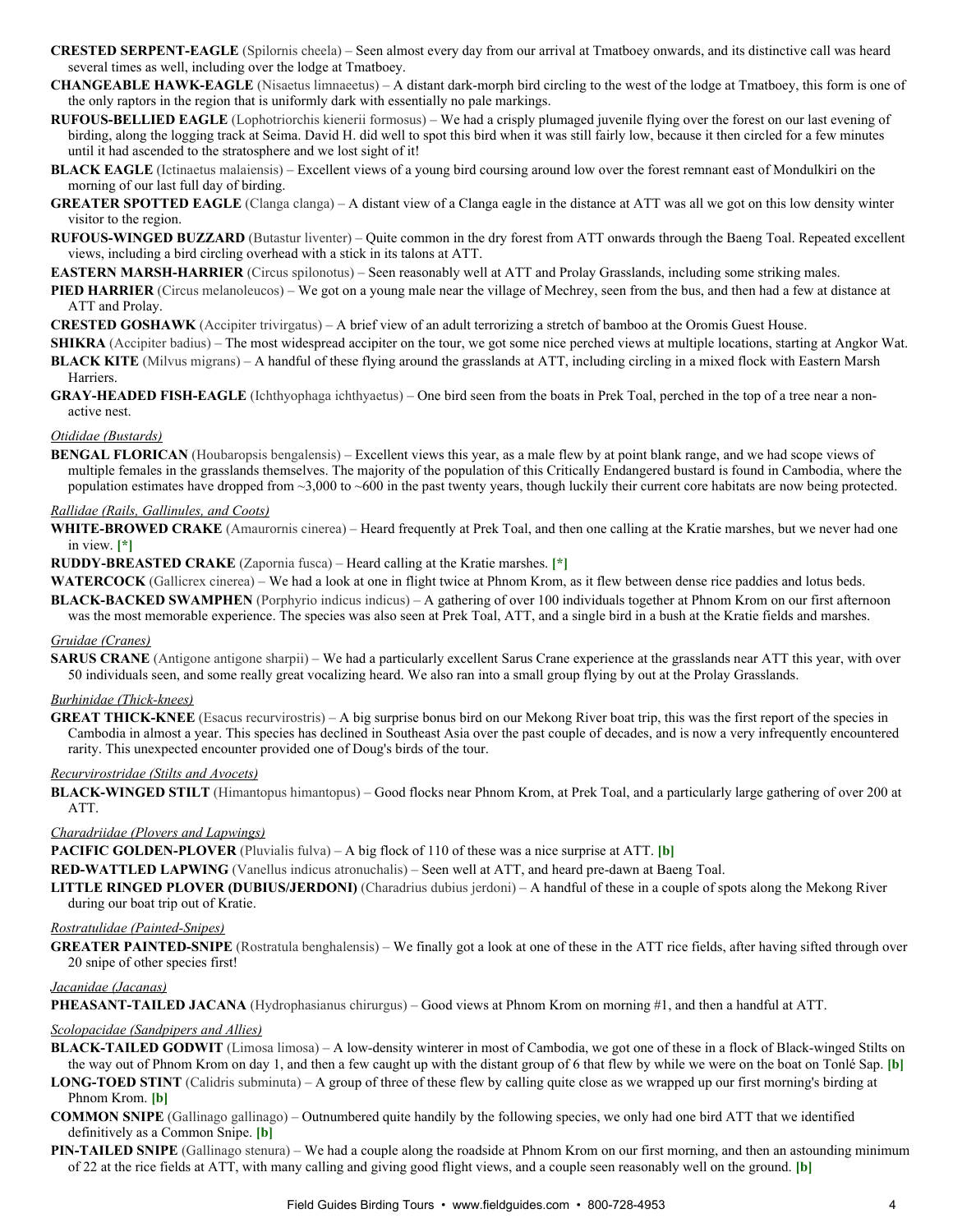**CRESTED SERPENT-EAGLE** (Spilornis cheela) – Seen almost every day from our arrival at Tmatboey onwards, and its distinctive call was heard several times as well, including over the lodge at Tmatboey.

**CHANGEABLE HAWK-EAGLE** (Nisaetus limnaeetus) – A distant dark-morph bird circling to the west of the lodge at Tmatboey, this form is one of the only raptors in the region that is uniformly dark with essentially no pale markings.

**RUFOUS-BELLIED EAGLE** (Lophotriorchis kienerii formosus) – We had a crisply plumaged juvenile flying over the forest on our last evening of birding, along the logging track at Seima. David H. did well to spot this bird when it was still fairly low, because it then circled for a few minutes until it had ascended to the stratosphere and we lost sight of it!

**BLACK EAGLE** (Ictinaetus malaiensis) – Excellent views of a young bird coursing around low over the forest remnant east of Mondulkiri on the morning of our last full day of birding.

**GREATER SPOTTED EAGLE** (Clanga clanga) – A distant view of a Clanga eagle in the distance at ATT was all we got on this low density winter visitor to the region.

**RUFOUS-WINGED BUZZARD** (Butastur liventer) – Quite common in the dry forest from ATT onwards through the Baeng Toal. Repeated excellent views, including a bird circling overhead with a stick in its talons at ATT.

**EASTERN MARSH-HARRIER** (Circus spilonotus) – Seen reasonably well at ATT and Prolay Grasslands, including some striking males.

**PIED HARRIER** (Circus melanoleucos) – We got on a young male near the village of Mechrey, seen from the bus, and then had a few at distance at ATT and Prolay.

**CRESTED GOSHAWK** (Accipiter trivirgatus) – A brief view of an adult terrorizing a stretch of bamboo at the Oromis Guest House.

**SHIKRA** (Accipiter badius) – The most widespread accipiter on the tour, we got some nice perched views at multiple locations, starting at Angkor Wat.

**BLACK KITE** (Milvus migrans) – A handful of these flying around the grasslands at ATT, including circling in a mixed flock with Eastern Marsh Harriers.

**GRAY-HEADED FISH-EAGLE** (Ichthyophaga ichthyaetus) – One bird seen from the boats in Prek Toal, perched in the top of a tree near a non-active nest.

*Otididae (Bustards)*

**BENGAL FLORICAN** (Houbaropsis bengalensis) – Excellent views this year, as a male flew by at point blank range, and we had scope views of multiple females in the grasslands themselves. The majority of the population of this Critically Endangered bustard is found in Cambodia, where the population estimates have dropped from ~3,000 to ~600 in the past twenty years, though luckily their current core habitats are now being protected.

*Rallidae (Rails, Gallinules, and Coots)*

**WHITE-BROWED CRAKE** (Amaurornis cinerea) – Heard frequently at Prek Toal, and then one calling at the Kratie marshes, but we never had one in view. **[*]**

**RUDDY-BREASTED CRAKE** (Zapornia fusca) – Heard calling at the Kratie marshes. **[*]**

**WATERCOCK** (Gallicrex cinerea) – We had a look at one in flight twice at Phnom Krom, as it flew between dense rice paddies and lotus beds.

**BLACK-BACKED SWAMPHEN** (Porphyrio indicus indicus) – A gathering of over 100 individuals together at Phnom Krom on our first afternoon was the most memorable experience. The species was also seen at Prek Toal, ATT, and a single bird in a bush at the Kratie fields and marshes.

*Gruidae (Cranes)*

**SARUS CRANE** (Antigone antigone sharpii) – We had a particularly excellent Sarus Crane experience at the grasslands near ATT this year, with over 50 individuals seen, and some really great vocalizing heard. We also ran into a small group flying by out at the Prolay Grasslands.

*Burhinidae (Thick-knees)*

**GREAT THICK-KNEE** (Esacus recurvirostris) – A big surprise bonus bird on our Mekong River boat trip, this was the first report of the species in Cambodia in almost a year. This species has declined in Southeast Asia over the past couple of decades, and is now a very infrequently encountered rarity. This unexpected encounter provided one of Doug's birds of the tour.

*Recurvirostridae (Stilts and Avocets)*

**BLACK-WINGED STILT** (Himantopus himantopus) – Good flocks near Phnom Krom, at Prek Toal, and a particularly large gathering of over 200 at ATT.

*Charadriidae (Plovers and Lapwings)*

**PACIFIC GOLDEN-PLOVER** (Pluvialis fulva) – A big flock of 110 of these was a nice surprise at ATT. **[b]**

**RED-WATTLED LAPWING** (Vanellus indicus atronuchalis) – Seen well at ATT, and heard pre-dawn at Baeng Toal.

**LITTLE RINGED PLOVER (DUBIUS/JERDONI)** (Charadrius dubius jerdoni) – A handful of these in a couple of spots along the Mekong River during our boat trip out of Kratie.

*Rostratulidae (Painted-Snipes)*

**GREATER PAINTED-SNIPE** (Rostratula benghalensis) – We finally got a look at one of these in the ATT rice fields, after having sifted through over 20 snipe of other species first!

*Jacanidae (Jacanas)*

**PHEASANT-TAILED JACANA** (Hydrophasianus chirurgus) – Good views at Phnom Krom on morning #1, and then a handful at ATT.

*Scolopacidae (Sandpipers and Allies)*

**BLACK-TAILED GODWIT** (Limosa limosa) – A low-density winterer in most of Cambodia, we got one of these in a flock of Black-winged Stilts on the way out of Phnom Krom on day 1, and then a few caught up with the distant group of 6 that flew by while we were on the boat on Tonlé Sap. **[b]**

**LONG-TOED STINT** (Calidris subminuta) – A group of three of these flew by calling quite close as we wrapped up our first morning's birding at Phnom Krom. **[b]**

**COMMON SNIPE** (Gallinago gallinago) – Outnumbered quite handily by the following species, we only had one bird ATT that we identified definitively as a Common Snipe. **[b]**

**PIN-TAILED SNIPE** (Gallinago stenura) – We had a couple along the roadside at Phnom Krom on our first morning, and then an astounding minimum of 22 at the rice fields at ATT, with many calling and giving good flight views, and a couple seen reasonably well on the ground. **[b]**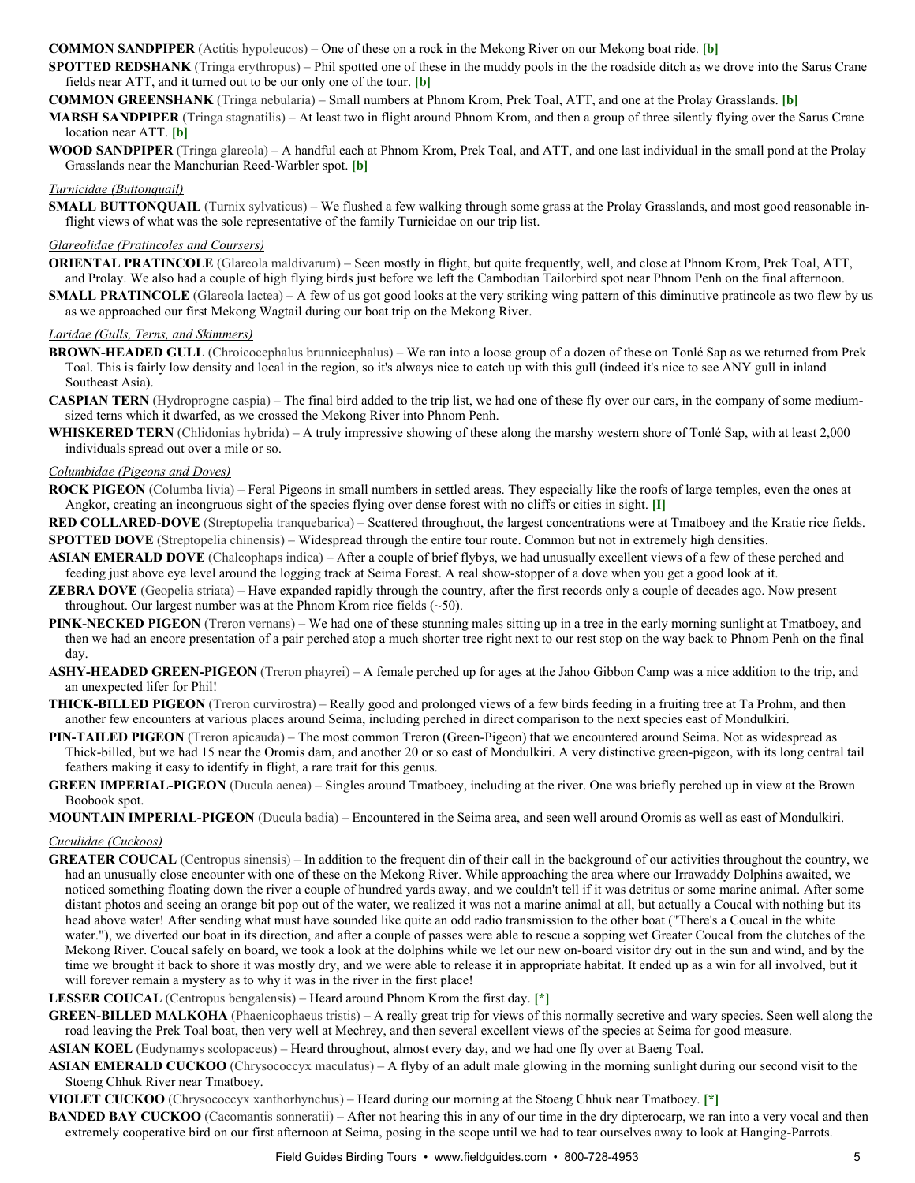**COMMON SANDPIPER** (Actitis hypoleucos) – One of these on a rock in the Mekong River on our Mekong boat ride. **[b]**

**SPOTTED REDSHANK** (Tringa erythropus) – Phil spotted one of these in the muddy pools in the the roadside ditch as we drove into the Sarus Crane fields near ATT, and it turned out to be our only one of the tour. **[b]**

**COMMON GREENSHANK** (Tringa nebularia) – Small numbers at Phnom Krom, Prek Toal, ATT, and one at the Prolay Grasslands. **[b]**

**MARSH SANDPIPER** (Tringa stagnatilis) – At least two in flight around Phnom Krom, and then a group of three silently flying over the Sarus Crane location near ATT. **[b]**

**WOOD SANDPIPER** (Tringa glareola) – A handful each at Phnom Krom, Prek Toal, and ATT, and one last individual in the small pond at the Prolay Grasslands near the Manchurian Reed-Warbler spot. **[b]**

*Turnicidae (Buttonquail)*

**SMALL BUTTONQUAIL** (Turnix sylvaticus) – We flushed a few walking through some grass at the Prolay Grasslands, and most good reasonable in-flight views of what was the sole representative of the family Turnicidae on our trip list.

*Glareolidae (Pratincoles and Coursers)*

**ORIENTAL PRATINCOLE** (Glareola maldivarum) – Seen mostly in flight, but quite frequently, well, and close at Phnom Krom, Prek Toal, ATT, and Prolay. We also had a couple of high flying birds just before we left the Cambodian Tailorbird spot near Phnom Penh on the final afternoon.

**SMALL PRATINCOLE** (Glareola lactea) – A few of us got good looks at the very striking wing pattern of this diminutive pratincole as two flew by us as we approached our first Mekong Wagtail during our boat trip on the Mekong River.

*Laridae (Gulls, Terns, and Skimmers)*

**BROWN-HEADED GULL** (Chroicocephalus brunnicephalus) – We ran into a loose group of a dozen of these on Tonlé Sap as we returned from Prek Toal. This is fairly low density and local in the region, so it's always nice to catch up with this gull (indeed it's nice to see ANY gull in inland Southeast Asia).

**CASPIAN TERN** (Hydroprogne caspia) – The final bird added to the trip list, we had one of these fly over our cars, in the company of some medium-sized terns which it dwarfed, as we crossed the Mekong River into Phnom Penh.

**WHISKERED TERN** (Chlidonias hybrida) – A truly impressive showing of these along the marshy western shore of Tonlé Sap, with at least 2,000 individuals spread out over a mile or so.

*Columbidae (Pigeons and Doves)*

**ROCK PIGEON** (Columba livia) – Feral Pigeons in small numbers in settled areas. They especially like the roofs of large temples, even the ones at Angkor, creating an incongruous sight of the species flying over dense forest with no cliffs or cities in sight. **[I]**

**RED COLLARED-DOVE** (Streptopelia tranquebarica) – Scattered throughout, the largest concentrations were at Tmatboey and the Kratie rice fields.

**SPOTTED DOVE** (Streptopelia chinensis) – Widespread through the entire tour route. Common but not in extremely high densities.

**ASIAN EMERALD DOVE** (Chalcophaps indica) – After a couple of brief flybys, we had unusually excellent views of a few of these perched and feeding just above eye level around the logging track at Seima Forest. A real show-stopper of a dove when you get a good look at it.

**ZEBRA DOVE** (Geopelia striata) – Have expanded rapidly through the country, after the first records only a couple of decades ago. Now present throughout. Our largest number was at the Phnom Krom rice fields (~50).

**PINK-NECKED PIGEON** (Treron vernans) – We had one of these stunning males sitting up in a tree in the early morning sunlight at Tmatboey, and then we had an encore presentation of a pair perched atop a much shorter tree right next to our rest stop on the way back to Phnom Penh on the final day.

**ASHY-HEADED GREEN-PIGEON** (Treron phayrei) – A female perched up for ages at the Jahoo Gibbon Camp was a nice addition to the trip, and an unexpected lifer for Phil!

**THICK-BILLED PIGEON** (Treron curvirostra) – Really good and prolonged views of a few birds feeding in a fruiting tree at Ta Prohm, and then another few encounters at various places around Seima, including perched in direct comparison to the next species east of Mondulkiri.

**PIN-TAILED PIGEON** (Treron apicauda) – The most common Treron (Green-Pigeon) that we encountered around Seima. Not as widespread as Thick-billed, but we had 15 near the Oromis dam, and another 20 or so east of Mondulkiri. A very distinctive green-pigeon, with its long central tail feathers making it easy to identify in flight, a rare trait for this genus.

**GREEN IMPERIAL-PIGEON** (Ducula aenea) – Singles around Tmatboey, including at the river. One was briefly perched up in view at the Brown Boobook spot.

**MOUNTAIN IMPERIAL-PIGEON** (Ducula badia) – Encountered in the Seima area, and seen well around Oromis as well as east of Mondulkiri.

*Cuculidae (Cuckoos)*

**GREATER COUCAL** (Centropus sinensis) – In addition to the frequent din of their call in the background of our activities throughout the country, we had an unusually close encounter with one of these on the Mekong River. While approaching the area where our Irrawaddy Dolphins awaited, we noticed something floating down the river a couple of hundred yards away, and we couldn't tell if it was detritus or some marine animal. After some distant photos and seeing an orange bit pop out of the water, we realized it was not a marine animal at all, but actually a Coucal with nothing but its head above water! After sending what must have sounded like quite an odd radio transmission to the other boat ("There's a Coucal in the white water."), we diverted our boat in its direction, and after a couple of passes were able to rescue a sopping wet Greater Coucal from the clutches of the Mekong River. Coucal safely on board, we took a look at the dolphins while we let our new on-board visitor dry out in the sun and wind, and by the time we brought it back to shore it was mostly dry, and we were able to release it in appropriate habitat. It ended up as a win for all involved, but it will forever remain a mystery as to why it was in the river in the first place!

**LESSER COUCAL** (Centropus bengalensis) – Heard around Phnom Krom the first day. **[*]**

**GREEN-BILLED MALKOHA** (Phaenicophaeus tristis) – A really great trip for views of this normally secretive and wary species. Seen well along the road leaving the Prek Toal boat, then very well at Mechrey, and then several excellent views of the species at Seima for good measure.

**ASIAN KOEL** (Eudynamys scolopaceus) – Heard throughout, almost every day, and we had one fly over at Baeng Toal.

**ASIAN EMERALD CUCKOO** (Chrysococcyx maculatus) – A flyby of an adult male glowing in the morning sunlight during our second visit to the Stoeng Chhuk River near Tmatboey.

**VIOLET CUCKOO** (Chrysococcyx xanthorhynchus) – Heard during our morning at the Stoeng Chhuk near Tmatboey. **[*]**

**BANDED BAY CUCKOO** (Cacomantis sonneratii) – After not hearing this in any of our time in the dry dipterocarp, we ran into a very vocal and then extremely cooperative bird on our first afternoon at Seima, posing in the scope until we had to tear ourselves away to look at Hanging-Parrots.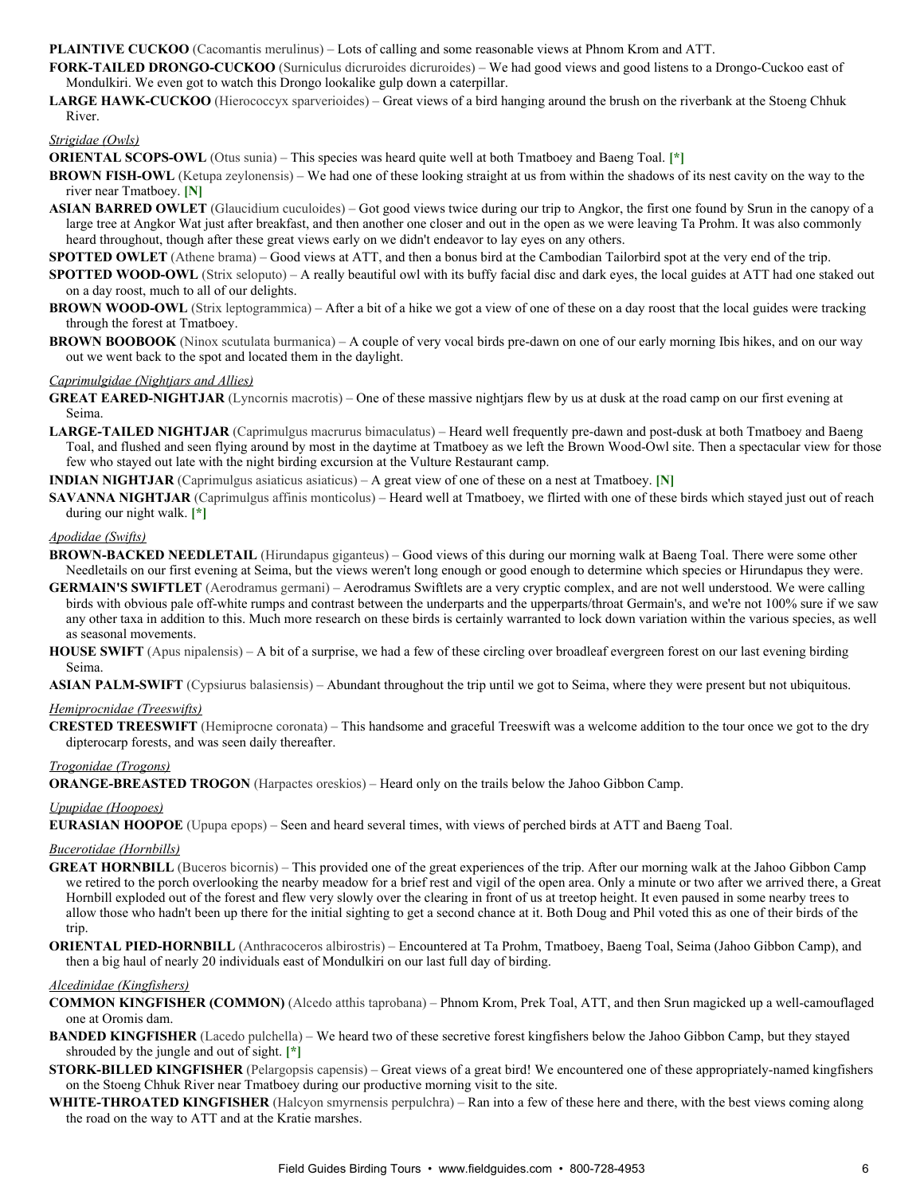**PLAINTIVE CUCKOO** (Cacomantis merulinus) – Lots of calling and some reasonable views at Phnom Krom and ATT.

**FORK-TAILED DRONGO-CUCKOO** (Surniculus dicruroides dicruroides) – We had good views and good listens to a Drongo-Cuckoo east of Mondulkiri. We even got to watch this Drongo lookalike gulp down a caterpillar.

**LARGE HAWK-CUCKOO** (Hierococcyx sparverioides) – Great views of a bird hanging around the brush on the riverbank at the Stoeng Chhuk River.

*Strigidae (Owls)*

**ORIENTAL SCOPS-OWL** (Otus sunia) – This species was heard quite well at both Tmatboey and Baeng Toal. **[*]**

**BROWN FISH-OWL** (Ketupa zeylonensis) – We had one of these looking straight at us from within the shadows of its nest cavity on the way to the river near Tmatboey. **[N]**

**ASIAN BARRED OWLET** (Glaucidium cuculoides) – Got good views twice during our trip to Angkor, the first one found by Srun in the canopy of a large tree at Angkor Wat just after breakfast, and then another one closer and out in the open as we were leaving Ta Prohm. It was also commonly heard throughout, though after these great views early on we didn't endeavor to lay eyes on any others.

**SPOTTED OWLET** (Athene brama) – Good views at ATT, and then a bonus bird at the Cambodian Tailorbird spot at the very end of the trip.

**SPOTTED WOOD-OWL** (Strix seloputo) – A really beautiful owl with its buffy facial disc and dark eyes, the local guides at ATT had one staked out on a day roost, much to all of our delights.

**BROWN WOOD-OWL** (Strix leptogrammica) – After a bit of a hike we got a view of one of these on a day roost that the local guides were tracking through the forest at Tmatboey.

**BROWN BOOBOOK** (Ninox scutulata burmanica) – A couple of very vocal birds pre-dawn on one of our early morning Ibis hikes, and on our way out we went back to the spot and located them in the daylight.

*Caprimulgidae (Nightjars and Allies)*

**GREAT EARED-NIGHTJAR** (Lyncornis macrotis) – One of these massive nightjars flew by us at dusk at the road camp on our first evening at Seima.

**LARGE-TAILED NIGHTJAR** (Caprimulgus macrurus bimaculatus) – Heard well frequently pre-dawn and post-dusk at both Tmatboey and Baeng Toal, and flushed and seen flying around by most in the daytime at Tmatboey as we left the Brown Wood-Owl site. Then a spectacular view for those few who stayed out late with the night birding excursion at the Vulture Restaurant camp.

**INDIAN NIGHTJAR** (Caprimulgus asiaticus asiaticus) – A great view of one of these on a nest at Tmatboey. **[N]**

**SAVANNA NIGHTJAR** (Caprimulgus affinis monticolus) – Heard well at Tmatboey, we flirted with one of these birds which stayed just out of reach during our night walk. **[*]**

*Apodidae (Swifts)*

**BROWN-BACKED NEEDLETAIL** (Hirundapus giganteus) – Good views of this during our morning walk at Baeng Toal. There were some other Needletails on our first evening at Seima, but the views weren't long enough or good enough to determine which species or Hirundapus they were.

**GERMAIN'S SWIFTLET** (Aerodramus germani) – Aerodramus Swiftlets are a very cryptic complex, and are not well understood. We were calling birds with obvious pale off-white rumps and contrast between the underparts and the upperparts/throat Germain's, and we're not 100% sure if we saw any other taxa in addition to this. Much more research on these birds is certainly warranted to lock down variation within the various species, as well as seasonal movements.

**HOUSE SWIFT** (Apus nipalensis) – A bit of a surprise, we had a few of these circling over broadleaf evergreen forest on our last evening birding Seima.

**ASIAN PALM-SWIFT** (Cypsiurus balasiensis) – Abundant throughout the trip until we got to Seima, where they were present but not ubiquitous.

*Hemiprocnidae (Treeswifts)*

**CRESTED TREESWIFT** (Hemiprocne coronata) – This handsome and graceful Treeswift was a welcome addition to the tour once we got to the dry dipterocarp forests, and was seen daily thereafter.

*Trogonidae (Trogons)*

**ORANGE-BREASTED TROGON** (Harpactes oreskios) – Heard only on the trails below the Jahoo Gibbon Camp.

*Upupidae (Hoopoes)*

**EURASIAN HOOPOE** (Upupa epops) – Seen and heard several times, with views of perched birds at ATT and Baeng Toal.

*Bucerotidae (Hornbills)*

**GREAT HORNBILL** (Buceros bicornis) – This provided one of the great experiences of the trip. After our morning walk at the Jahoo Gibbon Camp we retired to the porch overlooking the nearby meadow for a brief rest and vigil of the open area. Only a minute or two after we arrived there, a Great Hornbill exploded out of the forest and flew very slowly over the clearing in front of us at treetop height. It even paused in some nearby trees to allow those who hadn't been up there for the initial sighting to get a second chance at it. Both Doug and Phil voted this as one of their birds of the trip.

**ORIENTAL PIED-HORNBILL** (Anthracoceros albirostris) – Encountered at Ta Prohm, Tmatboey, Baeng Toal, Seima (Jahoo Gibbon Camp), and then a big haul of nearly 20 individuals east of Mondulkiri on our last full day of birding.

*Alcedinidae (Kingfishers)*

**COMMON KINGFISHER (COMMON)** (Alcedo atthis taprobana) – Phnom Krom, Prek Toal, ATT, and then Srun magicked up a well-camouflaged one at Oromis dam.

**BANDED KINGFISHER** (Lacedo pulchella) – We heard two of these secretive forest kingfishers below the Jahoo Gibbon Camp, but they stayed shrouded by the jungle and out of sight. **[*]**

**STORK-BILLED KINGFISHER** (Pelargopsis capensis) – Great views of a great bird! We encountered one of these appropriately-named kingfishers on the Stoeng Chhuk River near Tmatboey during our productive morning visit to the site.

**WHITE-THROATED KINGFISHER** (Halcyon smyrnensis perpulchra) – Ran into a few of these here and there, with the best views coming along the road on the way to ATT and at the Kratie marshes.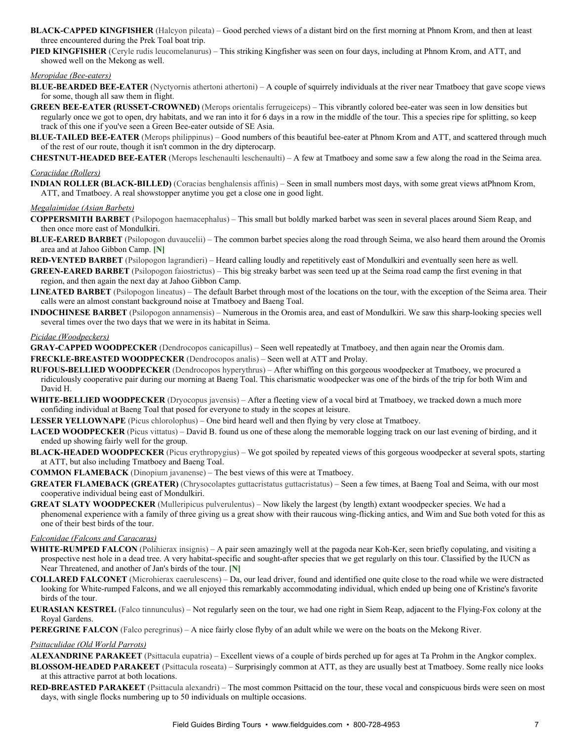**BLACK-CAPPED KINGFISHER** (Halcyon pileata) – Good perched views of a distant bird on the first morning at Phnom Krom, and then at least three encountered during the Prek Toal boat trip.

**PIED KINGFISHER** (Ceryle rudis leucomelanurus) – This striking Kingfisher was seen on four days, including at Phnom Krom, and ATT, and showed well on the Mekong as well.

*Meropidae (Bee-eaters)*

**BLUE-BEARDED BEE-EATER** (Nyctyornis athertoni athertoni) – A couple of squirrely individuals at the river near Tmatboey that gave scope views for some, though all saw them in flight.

**GREEN BEE-EATER (RUSSET-CROWNED)** (Merops orientalis ferrugeiceps) – This vibrantly colored bee-eater was seen in low densities but regularly once we got to open, dry habitats, and we ran into it for 6 days in a row in the middle of the tour. This a species ripe for splitting, so keep track of this one if you've seen a Green Bee-eater outside of SE Asia.

**BLUE-TAILED BEE-EATER** (Merops philippinus) – Good numbers of this beautiful bee-eater at Phnom Krom and ATT, and scattered through much of the rest of our route, though it isn't common in the dry dipterocarp.

**CHESTNUT-HEADED BEE-EATER** (Merops leschenaulti leschenaulti) – A few at Tmatboey and some saw a few along the road in the Seima area.

*Coraciidae (Rollers)*

**INDIAN ROLLER (BLACK-BILLED)** (Coracias benghalensis affinis) – Seen in small numbers most days, with some great views atPhnom Krom, ATT, and Tmatboey. A real showstopper anytime you get a close one in good light.

*Megalaimidae (Asian Barbets)*

**COPPERSMITH BARBET** (Psilopogon haemacephalus) – This small but boldly marked barbet was seen in several places around Siem Reap, and then once more east of Mondulkiri.

**BLUE-EARED BARBET** (Psilopogon duvaucelii) – The common barbet species along the road through Seima, we also heard them around the Oromis area and at Jahoo Gibbon Camp. **[N]**

**RED-VENTED BARBET** (Psilopogon lagrandieri) – Heard calling loudly and repetitively east of Mondulkiri and eventually seen here as well.

**GREEN-EARED BARBET** (Psilopogon faiostrictus) – This big streaky barbet was seen teed up at the Seima road camp the first evening in that region, and then again the next day at Jahoo Gibbon Camp.

**LINEATED BARBET** (Psilopogon lineatus) – The default Barbet through most of the locations on the tour, with the exception of the Seima area. Their calls were an almost constant background noise at Tmatboey and Baeng Toal.

**INDOCHINESE BARBET** (Psilopogon annamensis) – Numerous in the Oromis area, and east of Mondulkiri. We saw this sharp-looking species well several times over the two days that we were in its habitat in Seima.

*Picidae (Woodpeckers)*

**GRAY-CAPPED WOODPECKER** (Dendrocopos canicapillus) – Seen well repeatedly at Tmatboey, and then again near the Oromis dam.

**FRECKLE-BREASTED WOODPECKER** (Dendrocopos analis) – Seen well at ATT and Prolay.

**RUFOUS-BELLIED WOODPECKER** (Dendrocopos hyperythrus) – After whiffing on this gorgeous woodpecker at Tmatboey, we procured a ridiculously cooperative pair during our morning at Baeng Toal. This charismatic woodpecker was one of the birds of the trip for both Wim and David H.

**WHITE-BELLIED WOODPECKER** (Dryocopus javensis) – After a fleeting view of a vocal bird at Tmatboey, we tracked down a much more confiding individual at Baeng Toal that posed for everyone to study in the scopes at leisure.

**LESSER YELLOWNAPE** (Picus chlorolophus) – One bird heard well and then flying by very close at Tmatboey.

**LACED WOODPECKER** (Picus vittatus) – David B. found us one of these along the memorable logging track on our last evening of birding, and it ended up showing fairly well for the group.

**BLACK-HEADED WOODPECKER** (Picus erythropygius) – We got spoiled by repeated views of this gorgeous woodpecker at several spots, starting at ATT, but also including Tmatboey and Baeng Toal.

**COMMON FLAMEBACK** (Dinopium javanense) – The best views of this were at Tmatboey.

**GREATER FLAMEBACK (GREATER)** (Chrysocolaptes guttacristatus guttacristatus) – Seen a few times, at Baeng Toal and Seima, with our most cooperative individual being east of Mondulkiri.

**GREAT SLATY WOODPECKER** (Mulleripicus pulverulentus) – Now likely the largest (by length) extant woodpecker species. We had a phenomenal experience with a family of three giving us a great show with their raucous wing-flicking antics, and Wim and Sue both voted for this as one of their best birds of the tour.

*Falconidae (Falcons and Caracaras)*

**WHITE-RUMPED FALCON** (Polihierax insignis) – A pair seen amazingly well at the pagoda near Koh-Ker, seen briefly copulating, and visiting a prospective nest hole in a dead tree. A very habitat-specific and sought-after species that we get regularly on this tour. Classified by the IUCN as Near Threatened, and another of Jan's birds of the tour. **[N]**

**COLLARED FALCONET** (Microhierax caerulescens) – Da, our lead driver, found and identified one quite close to the road while we were distracted looking for White-rumped Falcons, and we all enjoyed this remarkably accommodating individual, which ended up being one of Kristine's favorite birds of the tour.

**EURASIAN KESTREL** (Falco tinnunculus) – Not regularly seen on the tour, we had one right in Siem Reap, adjacent to the Flying-Fox colony at the Royal Gardens.

**PEREGRINE FALCON** (Falco peregrinus) – A nice fairly close flyby of an adult while we were on the boats on the Mekong River.

*Psittaculidae (Old World Parrots)*

**ALEXANDRINE PARAKEET** (Psittacula eupatria) – Excellent views of a couple of birds perched up for ages at Ta Prohm in the Angkor complex.

**BLOSSOM-HEADED PARAKEET** (Psittacula roseata) – Surprisingly common at ATT, as they are usually best at Tmatboey. Some really nice looks at this attractive parrot at both locations.

**RED-BREASTED PARAKEET** (Psittacula alexandri) – The most common Psittacid on the tour, these vocal and conspicuous birds were seen on most days, with single flocks numbering up to 50 individuals on multiple occasions.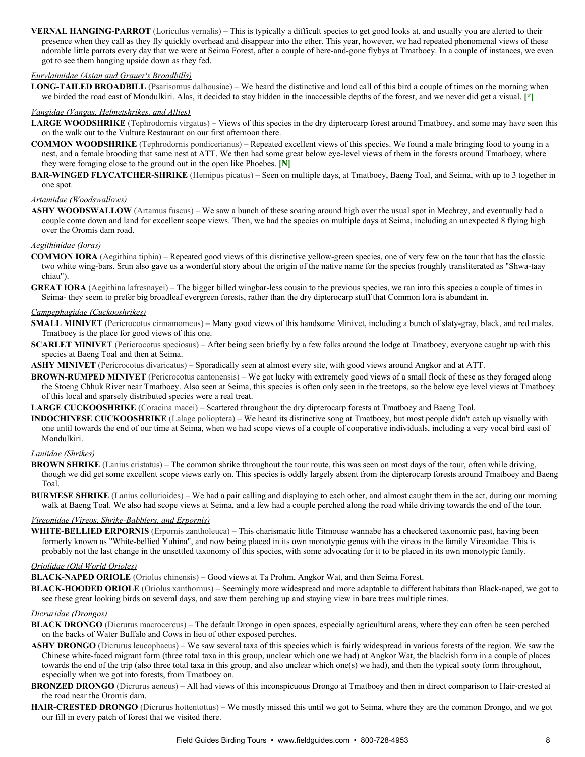**VERNAL HANGING-PARROT** (Loriculus vernalis) – This is typically a difficult species to get good looks at, and usually you are alerted to their presence when they call as they fly quickly overhead and disappear into the ether. This year, however, we had repeated phenomenal views of these adorable little parrots every day that we were at Seima Forest, after a couple of here-and-gone flybys at Tmatboey. In a couple of instances, we even got to see them hanging upside down as they fed.

*Eurylaimidae (Asian and Grauer's Broadbills)*

**LONG-TAILED BROADBILL** (Psarisomus dalhousiae) – We heard the distinctive and loud call of this bird a couple of times on the morning when we birded the road east of Mondulkiri. Alas, it decided to stay hidden in the inaccessible depths of the forest, and we never did get a visual. **[*]**

*Vangidae (Vangas, Helmetshrikes, and Allies)*

**LARGE WOODSHRIKE** (Tephrodornis virgatus) – Views of this species in the dry dipterocarp forest around Tmatboey, and some may have seen this on the walk out to the Vulture Restaurant on our first afternoon there.

**COMMON WOODSHRIKE** (Tephrodornis pondicerianus) – Repeated excellent views of this species. We found a male bringing food to young in a nest, and a female brooding that same nest at ATT. We then had some great below eye-level views of them in the forests around Tmatboey, where they were foraging close to the ground out in the open like Phoebes. **[N]**

**BAR-WINGED FLYCATCHER-SHRIKE** (Hemipus picatus) – Seen on multiple days, at Tmatboey, Baeng Toal, and Seima, with up to 3 together in one spot.

*Artamidae (Woodswallows)*

**ASHY WOODSWALLOW** (Artamus fuscus) – We saw a bunch of these soaring around high over the usual spot in Mechrey, and eventually had a couple come down and land for excellent scope views. Then, we had the species on multiple days at Seima, including an unexpected 8 flying high over the Oromis dam road.

*Aegithinidae (Ioras)*

**COMMON IORA** (Aegithina tiphia) – Repeated good views of this distinctive yellow-green species, one of very few on the tour that has the classic two white wing-bars. Srun also gave us a wonderful story about the origin of the native name for the species (roughly transliterated as "Shwa-taay chiau").

**GREAT IORA** (Aegithina lafresnayei) – The bigger billed wingbar-less cousin to the previous species, we ran into this species a couple of times in Seima- they seem to prefer big broadleaf evergreen forests, rather than the dry dipterocarp stuff that Common Iora is abundant in.

*Campephagidae (Cuckooshrikes)*

**SMALL MINIVET** (Pericrocotus cinnamomeus) – Many good views of this handsome Minivet, including a bunch of slaty-gray, black, and red males. Tmatboey is the place for good views of this one.

**SCARLET MINIVET** (Pericrocotus speciosus) – After being seen briefly by a few folks around the lodge at Tmatboey, everyone caught up with this species at Baeng Toal and then at Seima.

**ASHY MINIVET** (Pericrocotus divaricatus) – Sporadically seen at almost every site, with good views around Angkor and at ATT.

**BROWN-RUMPED MINIVET** (Pericrocotus cantonensis) – We got lucky with extremely good views of a small flock of these as they foraged along the Stoeng Chhuk River near Tmatboey. Also seen at Seima, this species is often only seen in the treetops, so the below eye level views at Tmatboey of this local and sparsely distributed species were a real treat.

**LARGE CUCKOOSHRIKE** (Coracina macei) – Scattered throughout the dry dipterocarp forests at Tmatboey and Baeng Toal.

**INDOCHINESE CUCKOOSHRIKE** (Lalage polioptera) – We heard its distinctive song at Tmatboey, but most people didn't catch up visually with one until towards the end of our time at Seima, when we had scope views of a couple of cooperative individuals, including a very vocal bird east of Mondulkiri.

*Laniidae (Shrikes)*

**BROWN SHRIKE** (Lanius cristatus) – The common shrike throughout the tour route, this was seen on most days of the tour, often while driving, though we did get some excellent scope views early on. This species is oddly largely absent from the dipterocarp forests around Tmatboey and Baeng Toal.

**BURMESE SHRIKE** (Lanius collurioides) – We had a pair calling and displaying to each other, and almost caught them in the act, during our morning walk at Baeng Toal. We also had scope views at Seima, and a few had a couple perched along the road while driving towards the end of the tour.

*Vireonidae (Vireos, Shrike-Babblers, and Erpornis)*

**WHITE-BELLIED ERPORNIS** (Erpornis zantholeuca) – This charismatic little Titmouse wannabe has a checkered taxonomic past, having been formerly known as "White-bellied Yuhina", and now being placed in its own monotypic genus with the vireos in the family Vireonidae. This is probably not the last change in the unsettled taxonomy of this species, with some advocating for it to be placed in its own monotypic family.

*Oriolidae (Old World Orioles)*

**BLACK-NAPED ORIOLE** (Oriolus chinensis) – Good views at Ta Prohm, Angkor Wat, and then Seima Forest.

**BLACK-HOODED ORIOLE** (Oriolus xanthornus) – Seemingly more widespread and more adaptable to different habitats than Black-naped, we got to see these great looking birds on several days, and saw them perching up and staying view in bare trees multiple times.

*Dicruridae (Drongos)*

**BLACK DRONGO** (Dicrurus macrocercus) – The default Drongo in open spaces, especially agricultural areas, where they can often be seen perched on the backs of Water Buffalo and Cows in lieu of other exposed perches.

**ASHY DRONGO** (Dicrurus leucophaeus) – We saw several taxa of this species which is fairly widespread in various forests of the region. We saw the Chinese white-faced migrant form (three total taxa in this group, unclear which one we had) at Angkor Wat, the blackish form in a couple of places towards the end of the trip (also three total taxa in this group, and also unclear which one(s) we had), and then the typical sooty form throughout, especially when we got into forests, from Tmatboey on.

**BRONZED DRONGO** (Dicrurus aeneus) – All had views of this inconspicuous Drongo at Tmatboey and then in direct comparison to Hair-crested at the road near the Oromis dam.

**HAIR-CRESTED DRONGO** (Dicrurus hottentottus) – We mostly missed this until we got to Seima, where they are the common Drongo, and we got our fill in every patch of forest that we visited there.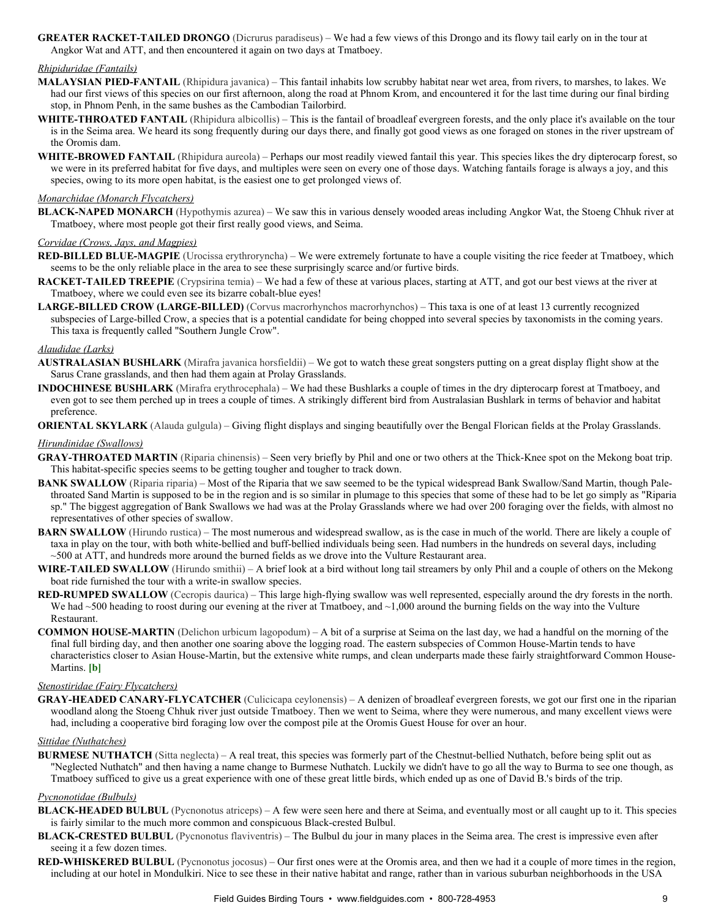**GREATER RACKET-TAILED DRONGO** (Dicrurus paradiseus) – We had a few views of this Drongo and its flowy tail early on in the tour at Angkor Wat and ATT, and then encountered it again on two days at Tmatboey.

*Rhipiduridae (Fantails)*

**MALAYSIAN PIED-FANTAIL** (Rhipidura javanica) – This fantail inhabits low scrubby habitat near wet area, from rivers, to marshes, to lakes. We had our first views of this species on our first afternoon, along the road at Phnom Krom, and encountered it for the last time during our final birding stop, in Phnom Penh, in the same bushes as the Cambodian Tailorbird.

**WHITE-THROATED FANTAIL** (Rhipidura albicollis) – This is the fantail of broadleaf evergreen forests, and the only place it's available on the tour is in the Seima area. We heard its song frequently during our days there, and finally got good views as one foraged on stones in the river upstream of the Oromis dam.

**WHITE-BROWED FANTAIL** (Rhipidura aureola) – Perhaps our most readily viewed fantail this year. This species likes the dry dipterocarp forest, so we were in its preferred habitat for five days, and multiples were seen on every one of those days. Watching fantails forage is always a joy, and this species, owing to its more open habitat, is the easiest one to get prolonged views of.

*Monarchidae (Monarch Flycatchers)*

**BLACK-NAPED MONARCH** (Hypothymis azurea) – We saw this in various densely wooded areas including Angkor Wat, the Stoeng Chhuk river at Tmatboey, where most people got their first really good views, and Seima.

*Corvidae (Crows, Jays, and Magpies)*

**RED-BILLED BLUE-MAGPIE** (Urocissa erythroryncha) – We were extremely fortunate to have a couple visiting the rice feeder at Tmatboey, which seems to be the only reliable place in the area to see these surprisingly scarce and/or furtive birds.

**RACKET-TAILED TREEPIE** (Crypsirina temia) – We had a few of these at various places, starting at ATT, and got our best views at the river at Tmatboey, where we could even see its bizarre cobalt-blue eyes!

**LARGE-BILLED CROW (LARGE-BILLED)** (Corvus macrorhynchos macrorhynchos) – This taxa is one of at least 13 currently recognized subspecies of Large-billed Crow, a species that is a potential candidate for being chopped into several species by taxonomists in the coming years. This taxa is frequently called "Southern Jungle Crow".

*Alaudidae (Larks)*

**AUSTRALASIAN BUSHLARK** (Mirafra javanica horsfieldii) – We got to watch these great songsters putting on a great display flight show at the Sarus Crane grasslands, and then had them again at Prolay Grasslands.

**INDOCHINESE BUSHLARK** (Mirafra erythrocephala) – We had these Bushlarks a couple of times in the dry dipterocarp forest at Tmatboey, and even got to see them perched up in trees a couple of times. A strikingly different bird from Australasian Bushlark in terms of behavior and habitat preference.

**ORIENTAL SKYLARK** (Alauda gulgula) – Giving flight displays and singing beautifully over the Bengal Florican fields at the Prolay Grasslands.

*Hirundinidae (Swallows)*

**GRAY-THROATED MARTIN** (Riparia chinensis) – Seen very briefly by Phil and one or two others at the Thick-Knee spot on the Mekong boat trip. This habitat-specific species seems to be getting tougher and tougher to track down.

**BANK SWALLOW** (Riparia riparia) – Most of the Riparia that we saw seemed to be the typical widespread Bank Swallow/Sand Martin, though Pale-throated Sand Martin is supposed to be in the region and is so similar in plumage to this species that some of these had to be let go simply as "Riparia sp." The biggest aggregation of Bank Swallows we had was at the Prolay Grasslands where we had over 200 foraging over the fields, with almost no representatives of other species of swallow.

**BARN SWALLOW** (Hirundo rustica) – The most numerous and widespread swallow, as is the case in much of the world. There are likely a couple of taxa in play on the tour, with both white-bellied and buff-bellied individuals being seen. Had numbers in the hundreds on several days, including ~500 at ATT, and hundreds more around the burned fields as we drove into the Vulture Restaurant area.

**WIRE-TAILED SWALLOW** (Hirundo smithii) – A brief look at a bird without long tail streamers by only Phil and a couple of others on the Mekong boat ride furnished the tour with a write-in swallow species.

**RED-RUMPED SWALLOW** (Cecropis daurica) – This large high-flying swallow was well represented, especially around the dry forests in the north. We had ~500 heading to roost during our evening at the river at Tmatboey, and ~1,000 around the burning fields on the way into the Vulture Restaurant.

**COMMON HOUSE-MARTIN** (Delichon urbicum lagopodum) – A bit of a surprise at Seima on the last day, we had a handful on the morning of the final full birding day, and then another one soaring above the logging road. The eastern subspecies of Common House-Martin tends to have characteristics closer to Asian House-Martin, but the extensive white rumps, and clean underparts made these fairly straightforward Common House-Martins. **[b]**

*Stenostiridae (Fairy Flycatchers)*

**GRAY-HEADED CANARY-FLYCATCHER** (Culicicapa ceylonensis) – A denizen of broadleaf evergreen forests, we got our first one in the riparian woodland along the Stoeng Chhuk river just outside Tmatboey. Then we went to Seima, where they were numerous, and many excellent views were had, including a cooperative bird foraging low over the compost pile at the Oromis Guest House for over an hour.

*Sittidae (Nuthatches)*

**BURMESE NUTHATCH** (Sitta neglecta) – A real treat, this species was formerly part of the Chestnut-bellied Nuthatch, before being split out as "Neglected Nuthatch" and then having a name change to Burmese Nuthatch. Luckily we didn't have to go all the way to Burma to see one though, as Tmatboey sufficed to give us a great experience with one of these great little birds, which ended up as one of David B.'s birds of the trip.

*Pycnonotidae (Bulbuls)*

**BLACK-HEADED BULBUL** (Pycnonotus atriceps) – A few were seen here and there at Seima, and eventually most or all caught up to it. This species is fairly similar to the much more common and conspicuous Black-crested Bulbul.

**BLACK-CRESTED BULBUL** (Pycnonotus flaviventris) – The Bulbul du jour in many places in the Seima area. The crest is impressive even after seeing it a few dozen times.

**RED-WHISKERED BULBUL** (Pycnonotus jocosus) – Our first ones were at the Oromis area, and then we had it a couple of more times in the region, including at our hotel in Mondulkiri. Nice to see these in their native habitat and range, rather than in various suburban neighborhoods in the USA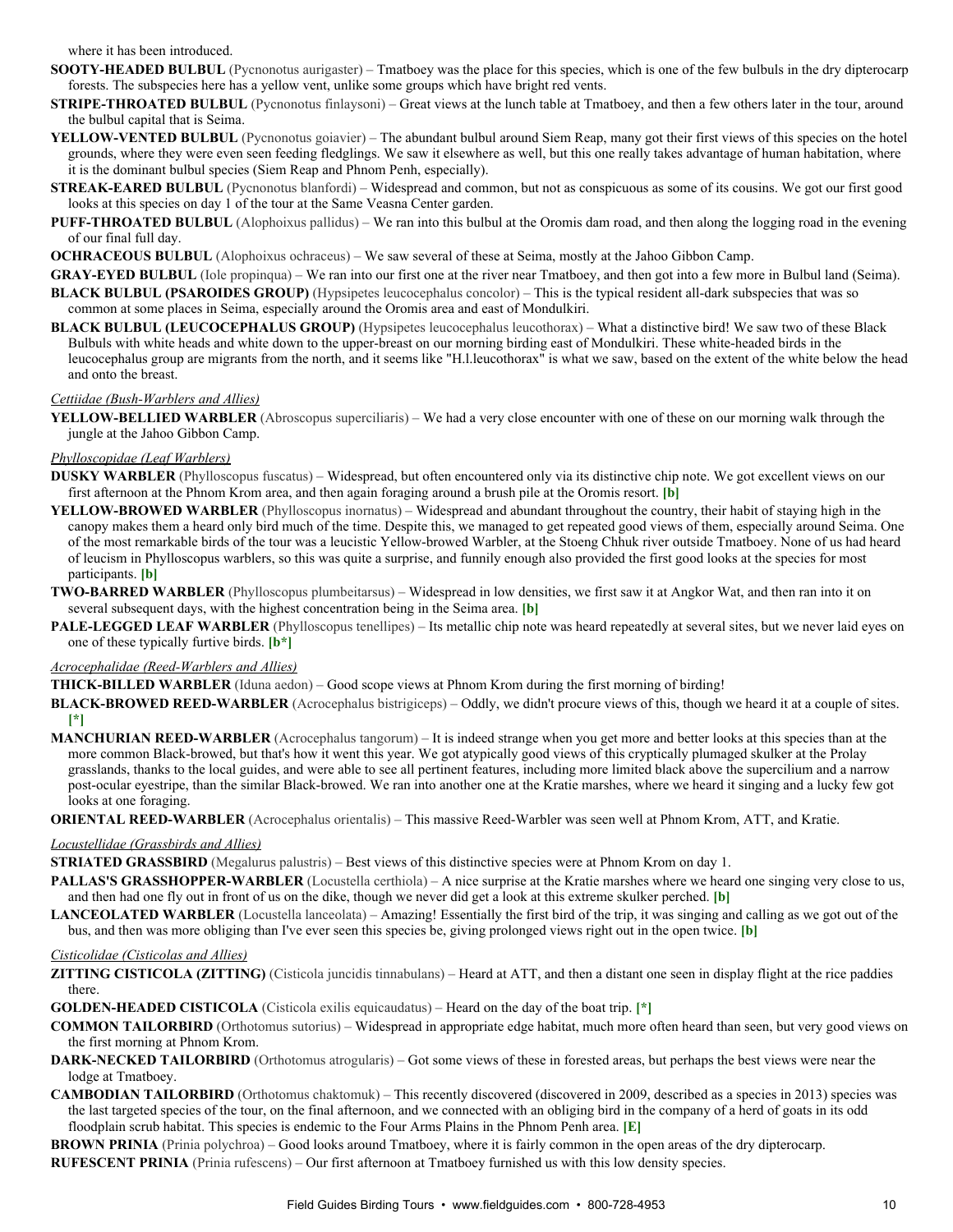where it has been introduced.

**SOOTY-HEADED BULBUL** (Pycnonotus aurigaster) – Tmatboey was the place for this species, which is one of the few bulbuls in the dry dipterocarp forests. The subspecies here has a yellow vent, unlike some groups which have bright red vents.

**STRIPE-THROATED BULBUL** (Pycnonotus finlaysoni) – Great views at the lunch table at Tmatboey, and then a few others later in the tour, around the bulbul capital that is Seima.

**YELLOW-VENTED BULBUL** (Pycnonotus goiavier) – The abundant bulbul around Siem Reap, many got their first views of this species on the hotel grounds, where they were even seen feeding fledglings. We saw it elsewhere as well, but this one really takes advantage of human habitation, where it is the dominant bulbul species (Siem Reap and Phnom Penh, especially).

**STREAK-EARED BULBUL** (Pycnonotus blanfordi) – Widespread and common, but not as conspicuous as some of its cousins. We got our first good looks at this species on day 1 of the tour at the Same Veasna Center garden.

**PUFF-THROATED BULBUL** (Alophoixus pallidus) – We ran into this bulbul at the Oromis dam road, and then along the logging road in the evening of our final full day.

**OCHRACEOUS BULBUL** (Alophoixus ochraceus) – We saw several of these at Seima, mostly at the Jahoo Gibbon Camp.

**GRAY-EYED BULBUL** (Iole propinqua) – We ran into our first one at the river near Tmatboey, and then got into a few more in Bulbul land (Seima).

**BLACK BULBUL (PSAROIDES GROUP)** (Hypsipetes leucocephalus concolor) – This is the typical resident all-dark subspecies that was so common at some places in Seima, especially around the Oromis area and east of Mondulkiri.

**BLACK BULBUL (LEUCOCEPHALUS GROUP)** (Hypsipetes leucocephalus leucothorax) – What a distinctive bird! We saw two of these Black Bulbuls with white heads and white down to the upper-breast on our morning birding east of Mondulkiri. These white-headed birds in the leucocephalus group are migrants from the north, and it seems like "H.l.leucothorax" is what we saw, based on the extent of the white below the head and onto the breast.

*Cettiidae (Bush-Warblers and Allies)*

**YELLOW-BELLIED WARBLER** (Abroscopus superciliaris) – We had a very close encounter with one of these on our morning walk through the jungle at the Jahoo Gibbon Camp.

*Phylloscopidae (Leaf Warblers)*

**DUSKY WARBLER** (Phylloscopus fuscatus) – Widespread, but often encountered only via its distinctive chip note. We got excellent views on our first afternoon at the Phnom Krom area, and then again foraging around a brush pile at the Oromis resort. **[b]**

**YELLOW-BROWED WARBLER** (Phylloscopus inornatus) – Widespread and abundant throughout the country, their habit of staying high in the canopy makes them a heard only bird much of the time. Despite this, we managed to get repeated good views of them, especially around Seima. One of the most remarkable birds of the tour was a leucistic Yellow-browed Warbler, at the Stoeng Chhuk river outside Tmatboey. None of us had heard of leucism in Phylloscopus warblers, so this was quite a surprise, and funnily enough also provided the first good looks at the species for most participants. **[b]**

**TWO-BARRED WARBLER** (Phylloscopus plumbeitarsus) – Widespread in low densities, we first saw it at Angkor Wat, and then ran into it on several subsequent days, with the highest concentration being in the Seima area. **[b]**

**PALE-LEGGED LEAF WARBLER** (Phylloscopus tenellipes) – Its metallic chip note was heard repeatedly at several sites, but we never laid eyes on one of these typically furtive birds. **[b*]**

*Acrocephalidae (Reed-Warblers and Allies)*

**THICK-BILLED WARBLER** (Iduna aedon) – Good scope views at Phnom Krom during the first morning of birding!

**BLACK-BROWED REED-WARBLER** (Acrocephalus bistrigiceps) – Oddly, we didn't procure views of this, though we heard it at a couple of sites. **[*]**

**MANCHURIAN REED-WARBLER** (Acrocephalus tangorum) – It is indeed strange when you get more and better looks at this species than at the more common Black-browed, but that's how it went this year. We got atypically good views of this cryptically plumaged skulker at the Prolay grasslands, thanks to the local guides, and were able to see all pertinent features, including more limited black above the supercilium and a narrow post-ocular eyestripe, than the similar Black-browed. We ran into another one at the Kratie marshes, where we heard it singing and a lucky few got looks at one foraging.

**ORIENTAL REED-WARBLER** (Acrocephalus orientalis) – This massive Reed-Warbler was seen well at Phnom Krom, ATT, and Kratie.

*Locustellidae (Grassbirds and Allies)*

**STRIATED GRASSBIRD** (Megalurus palustris) – Best views of this distinctive species were at Phnom Krom on day 1.

**PALLAS'S GRASSHOPPER-WARBLER** (Locustella certhiola) – A nice surprise at the Kratie marshes where we heard one singing very close to us, and then had one fly out in front of us on the dike, though we never did get a look at this extreme skulker perched. **[b]**

**LANCEOLATED WARBLER** (Locustella lanceolata) – Amazing! Essentially the first bird of the trip, it was singing and calling as we got out of the bus, and then was more obliging than I've ever seen this species be, giving prolonged views right out in the open twice. **[b]**

*Cisticolidae (Cisticolas and Allies)*

**ZITTING CISTICOLA (ZITTING)** (Cisticola juncidis tinnabulans) – Heard at ATT, and then a distant one seen in display flight at the rice paddies there.

**GOLDEN-HEADED CISTICOLA** (Cisticola exilis equicaudatus) – Heard on the day of the boat trip. **[*]**

**COMMON TAILORBIRD** (Orthotomus sutorius) – Widespread in appropriate edge habitat, much more often heard than seen, but very good views on the first morning at Phnom Krom.

**DARK-NECKED TAILORBIRD** (Orthotomus atrogularis) – Got some views of these in forested areas, but perhaps the best views were near the lodge at Tmatboey.

**CAMBODIAN TAILORBIRD** (Orthotomus chaktomuk) – This recently discovered (discovered in 2009, described as a species in 2013) species was the last targeted species of the tour, on the final afternoon, and we connected with an obliging bird in the company of a herd of goats in its odd floodplain scrub habitat. This species is endemic to the Four Arms Plains in the Phnom Penh area. **[E]**

**BROWN PRINIA** (Prinia polychroa) – Good looks around Tmatboey, where it is fairly common in the open areas of the dry dipterocarp.

**RUFESCENT PRINIA** (Prinia rufescens) – Our first afternoon at Tmatboey furnished us with this low density species.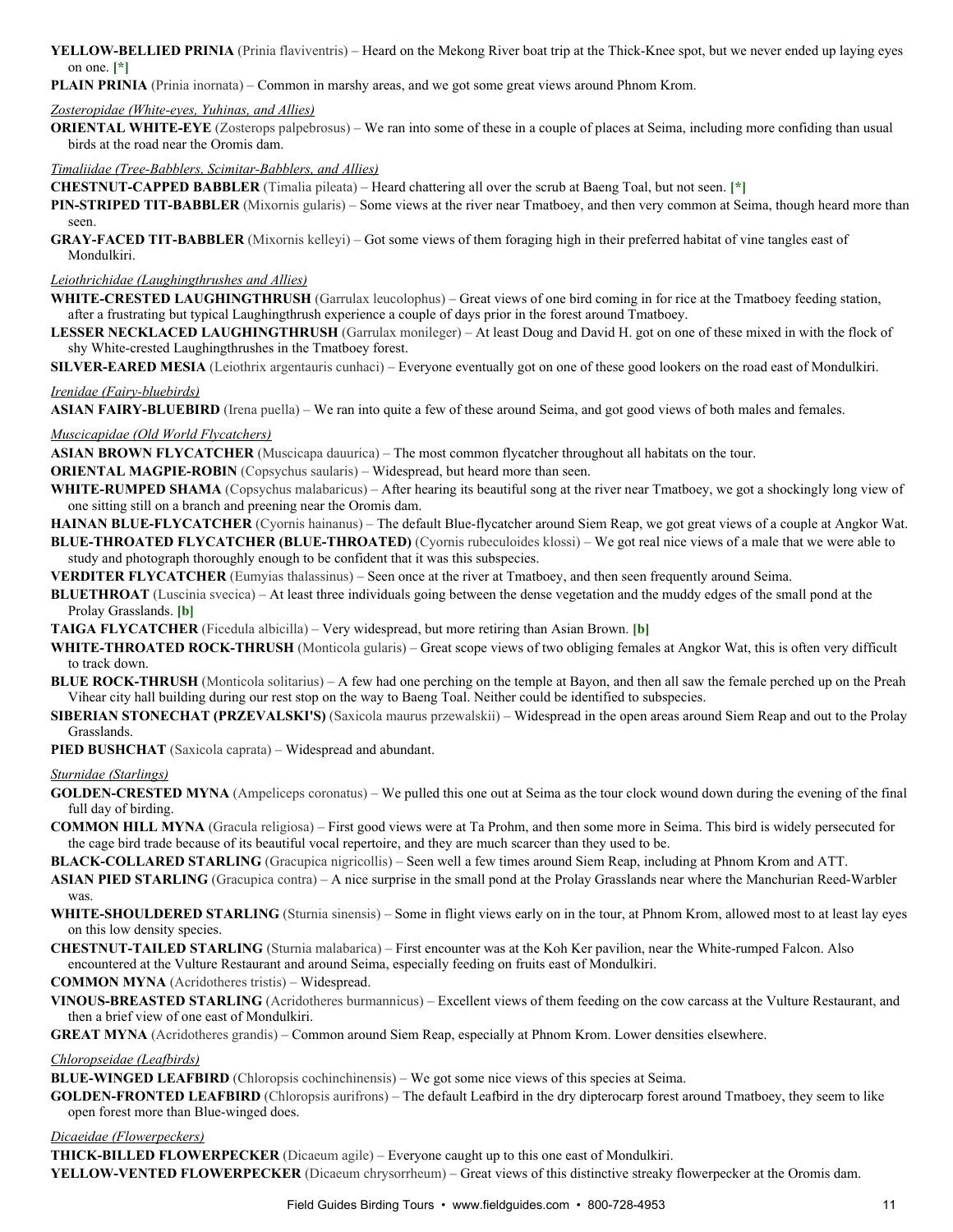**YELLOW-BELLIED PRINIA** (Prinia flaviventris) – Heard on the Mekong River boat trip at the Thick-Knee spot, but we never ended up laying eyes on one. [*]

**PLAIN PRINIA** (Prinia inornata) – Common in marshy areas, and we got some great views around Phnom Krom.

*Zosteropidae (White-eyes, Yuhinas, and Allies)*

**ORIENTAL WHITE-EYE** (Zosterops palpebrosus) – We ran into some of these in a couple of places at Seima, including more confiding than usual birds at the road near the Oromis dam.

*Timaliidae (Tree-Babblers, Scimitar-Babblers, and Allies)*

**CHESTNUT-CAPPED BABBLER** (Timalia pileata) – Heard chattering all over the scrub at Baeng Toal, but not seen. [*]

**PIN-STRIPED TIT-BABBLER** (Mixornis gularis) – Some views at the river near Tmatboey, and then very common at Seima, though heard more than seen.

**GRAY-FACED TIT-BABBLER** (Mixornis kelleyi) – Got some views of them foraging high in their preferred habitat of vine tangles east of Mondulkiri.

*Leiothrichidae (Laughingthrushes and Allies)*

**WHITE-CRESTED LAUGHINGTHRUSH** (Garrulax leucolophus) – Great views of one bird coming in for rice at the Tmatboey feeding station, after a frustrating but typical Laughingthrush experience a couple of days prior in the forest around Tmatboey.

**LESSER NECKLACED LAUGHINGTHRUSH** (Garrulax monileger) – At least Doug and David H. got on one of these mixed in with the flock of shy White-crested Laughingthrushes in the Tmatboey forest.

**SILVER-EARED MESIA** (Leiothrix argentauris cunhaci) – Everyone eventually got on one of these good lookers on the road east of Mondulkiri.

*Irenidae (Fairy-bluebirds)*

**ASIAN FAIRY-BLUEBIRD** (Irena puella) – We ran into quite a few of these around Seima, and got good views of both males and females.

*Muscicapidae (Old World Flycatchers)*

**ASIAN BROWN FLYCATCHER** (Muscicapa dauurica) – The most common flycatcher throughout all habitats on the tour.

**ORIENTAL MAGPIE-ROBIN** (Copsychus saularis) – Widespread, but heard more than seen.

**WHITE-RUMPED SHAMA** (Copsychus malabaricus) – After hearing its beautiful song at the river near Tmatboey, we got a shockingly long view of one sitting still on a branch and preening near the Oromis dam.

**HAINAN BLUE-FLYCATCHER** (Cyornis hainanus) – The default Blue-flycatcher around Siem Reap, we got great views of a couple at Angkor Wat.

**BLUE-THROATED FLYCATCHER (BLUE-THROATED)** (Cyornis rubeculoides klossi) – We got real nice views of a male that we were able to study and photograph thoroughly enough to be confident that it was this subspecies.

**VERDITER FLYCATCHER** (Eumyias thalassinus) – Seen once at the river at Tmatboey, and then seen frequently around Seima.

**BLUETHROAT** (Luscinia svecica) – At least three individuals going between the dense vegetation and the muddy edges of the small pond at the Prolay Grasslands. [b]

**TAIGA FLYCATCHER** (Ficedula albicilla) – Very widespread, but more retiring than Asian Brown. [b]

**WHITE-THROATED ROCK-THRUSH** (Monticola gularis) – Great scope views of two obliging females at Angkor Wat, this is often very difficult to track down.

**BLUE ROCK-THRUSH** (Monticola solitarius) – A few had one perching on the temple at Bayon, and then all saw the female perched up on the Preah Vihear city hall building during our rest stop on the way to Baeng Toal. Neither could be identified to subspecies.

**SIBERIAN STONECHAT (PRZEVALSKI'S)** (Saxicola maurus przewalskii) – Widespread in the open areas around Siem Reap and out to the Prolay Grasslands.

**PIED BUSHCHAT** (Saxicola caprata) – Widespread and abundant.

*Sturnidae (Starlings)*

**GOLDEN-CRESTED MYNA** (Ampeliceps coronatus) – We pulled this one out at Seima as the tour clock wound down during the evening of the final full day of birding.

**COMMON HILL MYNA** (Gracula religiosa) – First good views were at Ta Prohm, and then some more in Seima. This bird is widely persecuted for the cage bird trade because of its beautiful vocal repertoire, and they are much scarcer than they used to be.

**BLACK-COLLARED STARLING** (Gracupica nigricollis) – Seen well a few times around Siem Reap, including at Phnom Krom and ATT.

**ASIAN PIED STARLING** (Gracupica contra) – A nice surprise in the small pond at the Prolay Grasslands near where the Manchurian Reed-Warbler was.

**WHITE-SHOULDERED STARLING** (Sturnia sinensis) – Some in flight views early on in the tour, at Phnom Krom, allowed most to at least lay eyes on this low density species.

**CHESTNUT-TAILED STARLING** (Sturnia malabarica) – First encounter was at the Koh Ker pavilion, near the White-rumped Falcon. Also encountered at the Vulture Restaurant and around Seima, especially feeding on fruits east of Mondulkiri.

**COMMON MYNA** (Acridotheres tristis) – Widespread.

**VINOUS-BREASTED STARLING** (Acridotheres burmannicus) – Excellent views of them feeding on the cow carcass at the Vulture Restaurant, and then a brief view of one east of Mondulkiri.

**GREAT MYNA** (Acridotheres grandis) – Common around Siem Reap, especially at Phnom Krom. Lower densities elsewhere.

*Chloropseidae (Leafbirds)*

**BLUE-WINGED LEAFBIRD** (Chloropsis cochinchinensis) – We got some nice views of this species at Seima.

**GOLDEN-FRONTED LEAFBIRD** (Chloropsis aurifrons) – The default Leafbird in the dry dipterocarp forest around Tmatboey, they seem to like open forest more than Blue-winged does.

*Dicaeidae (Flowerpeckers)*

**THICK-BILLED FLOWERPECKER** (Dicaeum agile) – Everyone caught up to this one east of Mondulkiri.

**YELLOW-VENTED FLOWERPECKER** (Dicaeum chrysorrheum) – Great views of this distinctive streaky flowerpecker at the Oromis dam.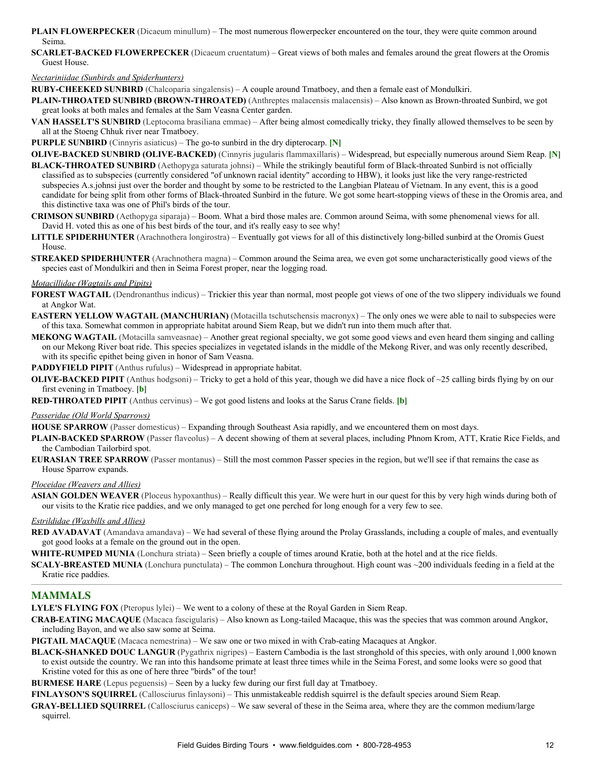**PLAIN FLOWERPECKER** (Dicaeum minullum) – The most numerous flowerpecker encountered on the tour, they were quite common around Seima.

**SCARLET-BACKED FLOWERPECKER** (Dicaeum cruentatum) – Great views of both males and females around the great flowers at the Oromis Guest House.

*Nectariniidae (Sunbirds and Spiderhunters)*

**RUBY-CHEEKED SUNBIRD** (Chalcoparia singalensis) – A couple around Tmatboey, and then a female east of Mondulkiri.

**PLAIN-THROATED SUNBIRD (BROWN-THROATED)** (Anthreptes malacensis malacensis) – Also known as Brown-throated Sunbird, we got great looks at both males and females at the Sam Veasna Center garden.

**VAN HASSELT'S SUNBIRD** (Leptocoma brasiliana emmae) – After being almost comedically tricky, they finally allowed themselves to be seen by all at the Stoeng Chhuk river near Tmatboey.

**PURPLE SUNBIRD** (Cinnyris asiaticus) – The go-to sunbird in the dry dipterocarp. **[N]**

**OLIVE-BACKED SUNBIRD (OLIVE-BACKED)** (Cinnyris jugularis flammaxillaris) – Widespread, but especially numerous around Siem Reap. **[N]**

**BLACK-THROATED SUNBIRD** (Aethopyga saturata johnsi) – While the strikingly beautiful form of Black-throated Sunbird is not officially classified as to subspecies (currently considered "of unknown racial identity" according to HBW), it looks just like the very range-restricted subspecies A.s.johnsi just over the border and thought by some to be restricted to the Langbian Plateau of Vietnam. In any event, this is a good candidate for being split from other forms of Black-throated Sunbird in the future. We got some heart-stopping views of these in the Oromis area, and this distinctive taxa was one of Phil's birds of the tour.

**CRIMSON SUNBIRD** (Aethopyga siparaja) – Boom. What a bird those males are. Common around Seima, with some phenomenal views for all. David H. voted this as one of his best birds of the tour, and it's really easy to see why!

**LITTLE SPIDERHUNTER** (Arachnothera longirostra) – Eventually got views for all of this distinctively long-billed sunbird at the Oromis Guest House.

**STREAKED SPIDERHUNTER** (Arachnothera magna) – Common around the Seima area, we even got some uncharacteristically good views of the species east of Mondulkiri and then in Seima Forest proper, near the logging road.

*Motacillidae (Wagtails and Pipits)*

**FOREST WAGTAIL** (Dendronanthus indicus) – Trickier this year than normal, most people got views of one of the two slippery individuals we found at Angkor Wat.

**EASTERN YELLOW WAGTAIL (MANCHURIAN)** (Motacilla tschutschensis macronyx) – The only ones we were able to nail to subspecies were of this taxa. Somewhat common in appropriate habitat around Siem Reap, but we didn't run into them much after that.

**MEKONG WAGTAIL** (Motacilla samveasnae) – Another great regional specialty, we got some good views and even heard them singing and calling on our Mekong River boat ride. This species specializes in vegetated islands in the middle of the Mekong River, and was only recently described, with its specific epithet being given in honor of Sam Veasna.

**PADDYFIELD PIPIT** (Anthus rufulus) – Widespread in appropriate habitat.

**OLIVE-BACKED PIPIT** (Anthus hodgsoni) – Tricky to get a hold of this year, though we did have a nice flock of ~25 calling birds flying by on our first evening in Tmatboey. **[b]**

**RED-THROATED PIPIT** (Anthus cervinus) – We got good listens and looks at the Sarus Crane fields. **[b]**

*Passeridae (Old World Sparrows)*

**HOUSE SPARROW** (Passer domesticus) – Expanding through Southeast Asia rapidly, and we encountered them on most days.

**PLAIN-BACKED SPARROW** (Passer flaveolus) – A decent showing of them at several places, including Phnom Krom, ATT, Kratie Rice Fields, and the Cambodian Tailorbird spot.

**EURASIAN TREE SPARROW** (Passer montanus) – Still the most common Passer species in the region, but we'll see if that remains the case as House Sparrow expands.

*Ploceidae (Weavers and Allies)*

**ASIAN GOLDEN WEAVER** (Ploceus hypoxanthus) – Really difficult this year. We were hurt in our quest for this by very high winds during both of our visits to the Kratie rice paddies, and we only managed to get one perched for long enough for a very few to see.

*Estrildidae (Waxbills and Allies)*

**RED AVADAVAT** (Amandava amandava) – We had several of these flying around the Prolay Grasslands, including a couple of males, and eventually got good looks at a female on the ground out in the open.

**WHITE-RUMPED MUNIA** (Lonchura striata) – Seen briefly a couple of times around Kratie, both at the hotel and at the rice fields.

**SCALY-BREASTED MUNIA** (Lonchura punctulata) – The common Lonchura throughout. High count was ~200 individuals feeding in a field at the Kratie rice paddies.

## MAMMALS

**LYLE'S FLYING FOX** (Pteropus lylei) – We went to a colony of these at the Royal Garden in Siem Reap.

**CRAB-EATING MACAQUE** (Macaca fascigularis) – Also known as Long-tailed Macaque, this was the species that was common around Angkor, including Bayon, and we also saw some at Seima.

**PIGTAIL MACAQUE** (Macaca nemestrina) – We saw one or two mixed in with Crab-eating Macaques at Angkor.

**BLACK-SHANKED DOUC LANGUR** (Pygathrix nigripes) – Eastern Cambodia is the last stronghold of this species, with only around 1,000 known to exist outside the country. We ran into this handsome primate at least three times while in the Seima Forest, and some looks were so good that Kristine voted for this as one of here three "birds" of the tour!

**BURMESE HARE** (Lepus peguensis) – Seen by a lucky few during our first full day at Tmatboey.

**FINLAYSON'S SQUIRREL** (Callosciurus finlaysoni) – This unmistakeable reddish squirrel is the default species around Siem Reap.

**GRAY-BELLIED SQUIRREL** (Callosciurus caniceps) – We saw several of these in the Seima area, where they are the common medium/large squirrel.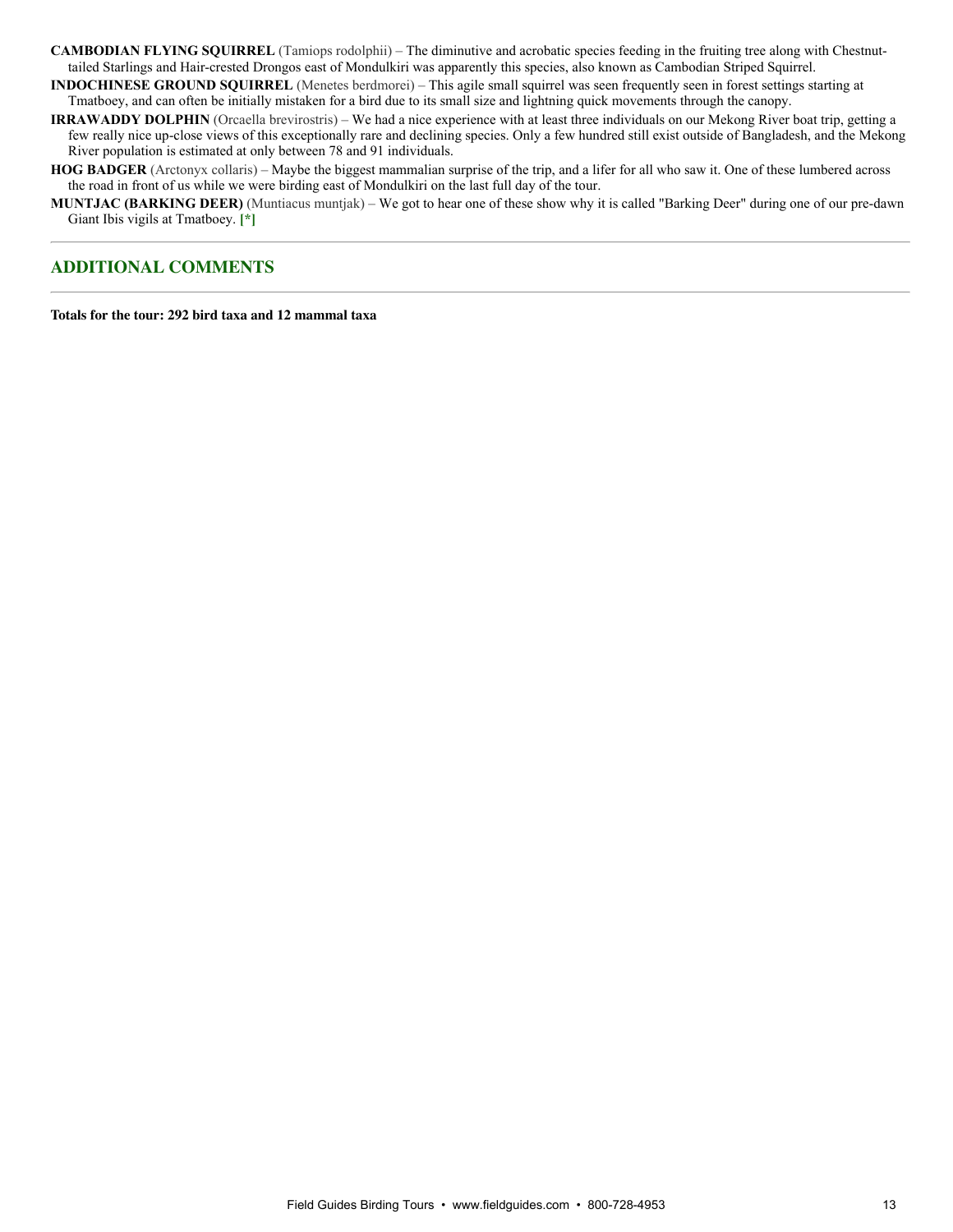**CAMBODIAN FLYING SQUIRREL** (Tamiops rodolphii) – The diminutive and acrobatic species feeding in the fruiting tree along with Chestnut-tailed Starlings and Hair-crested Drongos east of Mondulkiri was apparently this species, also known as Cambodian Striped Squirrel.

**INDOCHINESE GROUND SQUIRREL** (Menetes berdmorei) – This agile small squirrel was seen frequently seen in forest settings starting at Tmatboey, and can often be initially mistaken for a bird due to its small size and lightning quick movements through the canopy.

**IRRAWADDY DOLPHIN** (Orcaella brevirostris) – We had a nice experience with at least three individuals on our Mekong River boat trip, getting a few really nice up-close views of this exceptionally rare and declining species. Only a few hundred still exist outside of Bangladesh, and the Mekong River population is estimated at only between 78 and 91 individuals.

**HOG BADGER** (Arctonyx collaris) – Maybe the biggest mammalian surprise of the trip, and a lifer for all who saw it. One of these lumbered across the road in front of us while we were birding east of Mondulkiri on the last full day of the tour.

**MUNTJAC (BARKING DEER)** (Muntiacus muntjak) – We got to hear one of these show why it is called "Barking Deer" during one of our pre-dawn Giant Ibis vigils at Tmatboey. [*]

---

## ADDITIONAL COMMENTS

---

**Totals for the tour: 292 bird taxa and 12 mammal taxa**